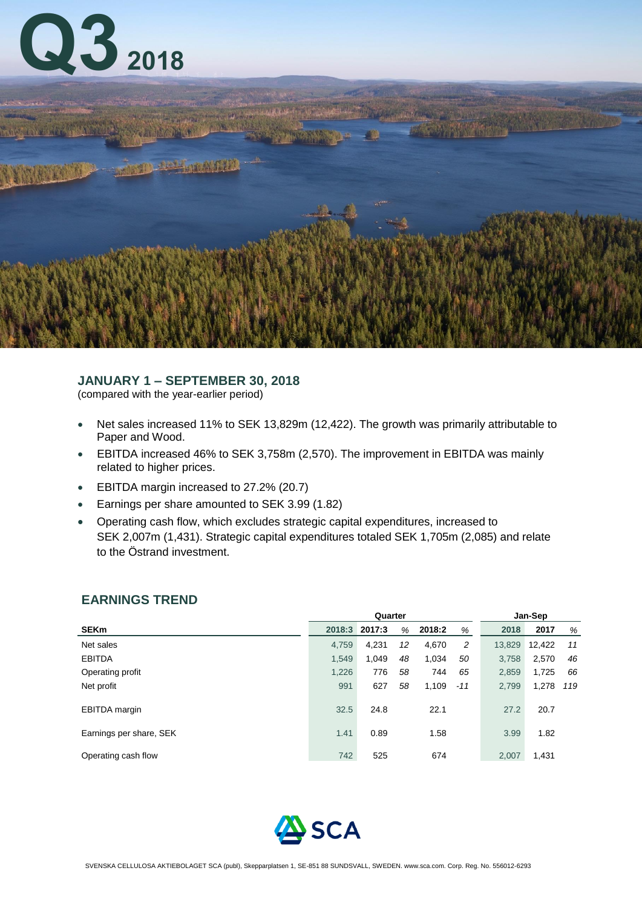# Q3 2018

## JANUARY 1 – SEPTEMBER 30, 2018

(compared with the year-earlier period)

- Net sales increased 11% to SEK 13,829m (12,422). The growth was primarily attributable to Paper and Wood.
- EBITDA increased 46% to SEK 3,758m (2,570). The improvement in EBITDA was mainly related to higher prices.
- EBITDA margin increased to 27.2% (20.7)
- Earnings per share amounted to SEK 3.99 (1.82)
- Operating cash flow, which excludes strategic capital expenditures, increased to SEK 2,007m (1,431). Strategic capital expenditures totaled SEK 1,705m (2,085) and relate to the Östrand investment.

## EARNINGS TREND

| | Quarter | | | | | Jan-Sep | | |
|---|---|---|---|---|---|---|---|---|
| **SEKm** | **2018:3** | **2017:3** | *%* | **2018:2** | *%* | **2018** | **2017** | *%* |
| Net sales | 4,759 | 4,231 | *12* | 4,670 | *2* | 13,829 | 12,422 | *11* |
| EBITDA | 1,549 | 1,049 | *48* | 1,034 | *50* | 3,758 | 2,570 | *46* |
| Operating profit | 1,226 | 776 | *58* | 744 | *65* | 2,859 | 1,725 | *66* |
| Net profit | 991 | 627 | *58* | 1,109 | *-11* | 2,799 | 1,278 | *119* |
| EBITDA margin | 32.5 | 24.8 | | 22.1 | | 27.2 | 20.7 | |
| Earnings per share, SEK | 1.41 | 0.89 | | 1.58 | | 3.99 | 1.82 | |
| Operating cash flow | 742 | 525 | | 674 | | 2,007 | 1,431 | |

SVENSKA CELLULOSA AKTIEBOLAGET SCA (publ), Skepparplatsen 1, SE-851 88 SUNDSVALL, SWEDEN. www.sca.com. Corp. Reg. No. 556012-6293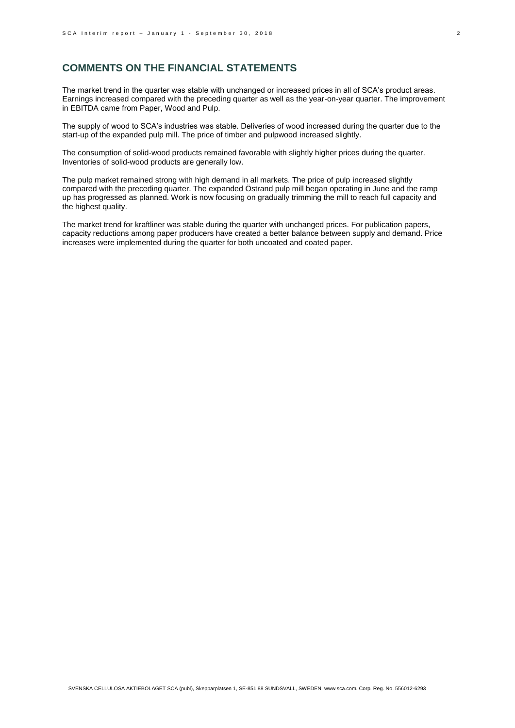## COMMENTS ON THE FINANCIAL STATEMENTS

The market trend in the quarter was stable with unchanged or increased prices in all of SCA's product areas. Earnings increased compared with the preceding quarter as well as the year-on-year quarter. The improvement in EBITDA came from Paper, Wood and Pulp.

The supply of wood to SCA's industries was stable. Deliveries of wood increased during the quarter due to the start-up of the expanded pulp mill. The price of timber and pulpwood increased slightly.

The consumption of solid-wood products remained favorable with slightly higher prices during the quarter. Inventories of solid-wood products are generally low.

The pulp market remained strong with high demand in all markets. The price of pulp increased slightly compared with the preceding quarter. The expanded Östrand pulp mill began operating in June and the ramp up has progressed as planned. Work is now focusing on gradually trimming the mill to reach full capacity and the highest quality.

The market trend for kraftliner was stable during the quarter with unchanged prices. For publication papers, capacity reductions among paper producers have created a better balance between supply and demand. Price increases were implemented during the quarter for both uncoated and coated paper.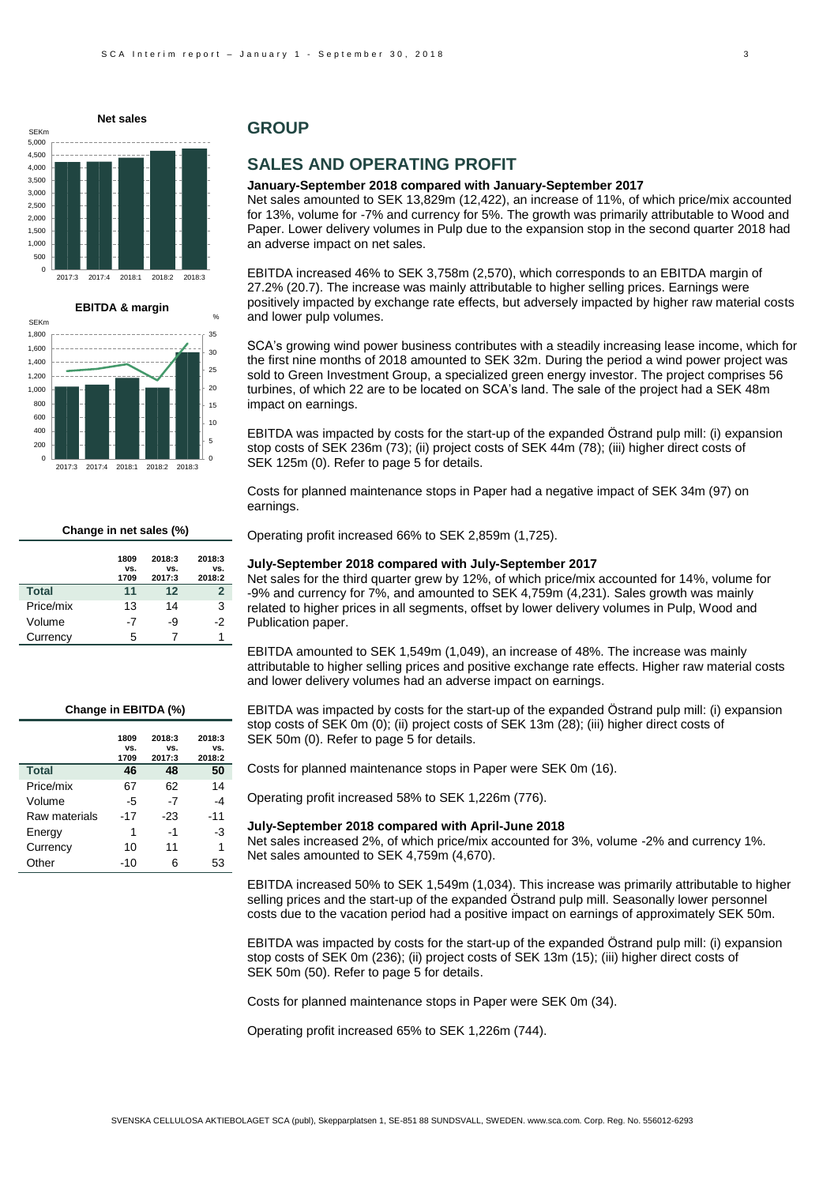**Net sales**

**EBITDA & margin**

**Change in net sales (%)**

| | 1809 vs. 1709 | 2018:3 vs. 2017:3 | 2018:3 vs. 2018:2 |
|---|---|---|---|
| **Total** | **11** | **12** | **2** |
| Price/mix | 13 | 14 | 3 |
| Volume | -7 | -9 | -2 |
| Currency | 5 | 7 | 1 |

**Change in EBITDA (%)**

| | 1809 vs. 1709 | 2018:3 vs. 2017:3 | 2018:3 vs. 2018:2 |
|---|---|---|---|
| **Total** | **46** | **48** | **50** |
| Price/mix | 67 | 62 | 14 |
| Volume | -5 | -7 | -4 |
| Raw materials | -17 | -23 | -11 |
| Energy | 1 | -1 | -3 |
| Currency | 10 | 11 | 1 |
| Other | -10 | 6 | 53 |

## GROUP

## SALES AND OPERATING PROFIT

### January-September 2018 compared with January-September 2017

Net sales amounted to SEK 13,829m (12,422), an increase of 11%, of which price/mix accounted for 13%, volume for -7% and currency for 5%. The growth was primarily attributable to Wood and Paper. Lower delivery volumes in Pulp due to the expansion stop in the second quarter 2018 had an adverse impact on net sales.

EBITDA increased 46% to SEK 3,758m (2,570), which corresponds to an EBITDA margin of 27.2% (20.7). The increase was mainly attributable to higher selling prices. Earnings were positively impacted by exchange rate effects, but adversely impacted by higher raw material costs and lower pulp volumes.

SCA's growing wind power business contributes with a steadily increasing lease income, which for the first nine months of 2018 amounted to SEK 32m. During the period a wind power project was sold to Green Investment Group, a specialized green energy investor. The project comprises 56 turbines, of which 22 are to be located on SCA's land. The sale of the project had a SEK 48m impact on earnings.

EBITDA was impacted by costs for the start-up of the expanded Östrand pulp mill: (i) expansion stop costs of SEK 236m (73); (ii) project costs of SEK 44m (78); (iii) higher direct costs of SEK 125m (0). Refer to page 5 for details.

Costs for planned maintenance stops in Paper had a negative impact of SEK 34m (97) on earnings.

Operating profit increased 66% to SEK 2,859m (1,725).

### July-September 2018 compared with July-September 2017

Net sales for the third quarter grew by 12%, of which price/mix accounted for 14%, volume for -9% and currency for 7%, and amounted to SEK 4,759m (4,231). Sales growth was mainly related to higher prices in all segments, offset by lower delivery volumes in Pulp, Wood and Publication paper.

EBITDA amounted to SEK 1,549m (1,049), an increase of 48%. The increase was mainly attributable to higher selling prices and positive exchange rate effects. Higher raw material costs and lower delivery volumes had an adverse impact on earnings.

EBITDA was impacted by costs for the start-up of the expanded Östrand pulp mill: (i) expansion stop costs of SEK 0m (0); (ii) project costs of SEK 13m (28); (iii) higher direct costs of SEK 50m (0). Refer to page 5 for details.

Costs for planned maintenance stops in Paper were SEK 0m (16).

Operating profit increased 58% to SEK 1,226m (776).

### July-September 2018 compared with April-June 2018

Net sales increased 2%, of which price/mix accounted for 3%, volume -2% and currency 1%. Net sales amounted to SEK 4,759m (4,670).

EBITDA increased 50% to SEK 1,549m (1,034). This increase was primarily attributable to higher selling prices and the start-up of the expanded Östrand pulp mill. Seasonally lower personnel costs due to the vacation period had a positive impact on earnings of approximately SEK 50m.

EBITDA was impacted by costs for the start-up of the expanded Östrand pulp mill: (i) expansion stop costs of SEK 0m (236); (ii) project costs of SEK 13m (15); (iii) higher direct costs of SEK 50m (50). Refer to page 5 for details.

Costs for planned maintenance stops in Paper were SEK 0m (34).

Operating profit increased 65% to SEK 1,226m (744).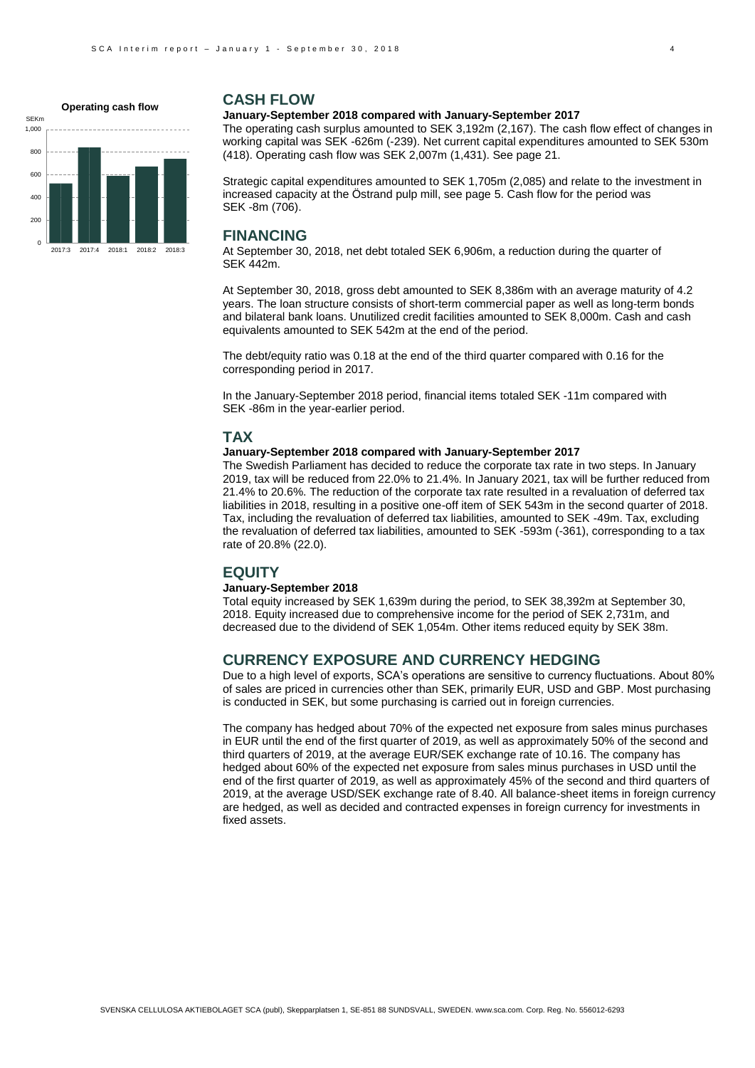**Operating cash flow**

## CASH FLOW

**January-September 2018 compared with January-September 2017**

The operating cash surplus amounted to SEK 3,192m (2,167). The cash flow effect of changes in working capital was SEK -626m (-239). Net current capital expenditures amounted to SEK 530m (418). Operating cash flow was SEK 2,007m (1,431). See page 21.

Strategic capital expenditures amounted to SEK 1,705m (2,085) and relate to the investment in increased capacity at the Östrand pulp mill, see page 5. Cash flow for the period was SEK -8m (706).

## FINANCING

At September 30, 2018, net debt totaled SEK 6,906m, a reduction during the quarter of SEK 442m.

At September 30, 2018, gross debt amounted to SEK 8,386m with an average maturity of 4.2 years. The loan structure consists of short-term commercial paper as well as long-term bonds and bilateral bank loans. Unutilized credit facilities amounted to SEK 8,000m. Cash and cash equivalents amounted to SEK 542m at the end of the period.

The debt/equity ratio was 0.18 at the end of the third quarter compared with 0.16 for the corresponding period in 2017.

In the January-September 2018 period, financial items totaled SEK -11m compared with SEK -86m in the year-earlier period.

## TAX

**January-September 2018 compared with January-September 2017**

The Swedish Parliament has decided to reduce the corporate tax rate in two steps. In January 2019, tax will be reduced from 22.0% to 21.4%. In January 2021, tax will be further reduced from 21.4% to 20.6%. The reduction of the corporate tax rate resulted in a revaluation of deferred tax liabilities in 2018, resulting in a positive one-off item of SEK 543m in the second quarter of 2018. Tax, including the revaluation of deferred tax liabilities, amounted to SEK -49m. Tax, excluding the revaluation of deferred tax liabilities, amounted to SEK -593m (-361), corresponding to a tax rate of 20.8% (22.0).

## EQUITY

**January-September 2018**

Total equity increased by SEK 1,639m during the period, to SEK 38,392m at September 30, 2018. Equity increased due to comprehensive income for the period of SEK 2,731m, and decreased due to the dividend of SEK 1,054m. Other items reduced equity by SEK 38m.

## CURRENCY EXPOSURE AND CURRENCY HEDGING

Due to a high level of exports, SCA's operations are sensitive to currency fluctuations. About 80% of sales are priced in currencies other than SEK, primarily EUR, USD and GBP. Most purchasing is conducted in SEK, but some purchasing is carried out in foreign currencies.

The company has hedged about 70% of the expected net exposure from sales minus purchases in EUR until the end of the first quarter of 2019, as well as approximately 50% of the second and third quarters of 2019, at the average EUR/SEK exchange rate of 10.16. The company has hedged about 60% of the expected net exposure from sales minus purchases in USD until the end of the first quarter of 2019, as well as approximately 45% of the second and third quarters of 2019, at the average USD/SEK exchange rate of 8.40. All balance-sheet items in foreign currency are hedged, as well as decided and contracted expenses in foreign currency for investments in fixed assets.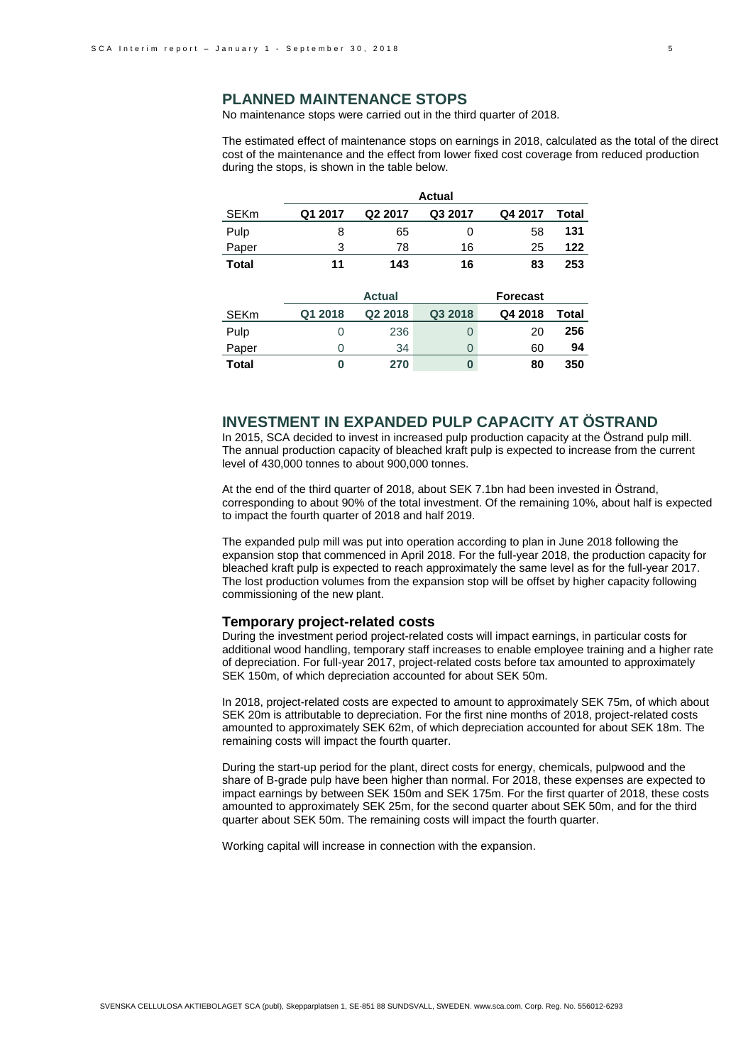## PLANNED MAINTENANCE STOPS

No maintenance stops were carried out in the third quarter of 2018.

The estimated effect of maintenance stops on earnings in 2018, calculated as the total of the direct cost of the maintenance and the effect from lower fixed cost coverage from reduced production during the stops, is shown in the table below.

| | Actual | | | | |
|---|---|---|---|---|---|
| SEKm | Q1 2017 | Q2 2017 | Q3 2017 | Q4 2017 | Total |
| Pulp | 8 | 65 | 0 | 58 | **131** |
| Paper | 3 | 78 | 16 | 25 | **122** |
| **Total** | **11** | **143** | **16** | **83** | **253** |

| | Actual | | | Forecast | |
|---|---|---|---|---|---|
| SEKm | Q1 2018 | Q2 2018 | Q3 2018 | Q4 2018 | Total |
| Pulp | 0 | 236 | 0 | 20 | **256** |
| Paper | 0 | 34 | 0 | 60 | **94** |
| **Total** | **0** | **270** | **0** | **80** | **350** |

## INVESTMENT IN EXPANDED PULP CAPACITY AT ÖSTRAND

In 2015, SCA decided to invest in increased pulp production capacity at the Östrand pulp mill. The annual production capacity of bleached kraft pulp is expected to increase from the current level of 430,000 tonnes to about 900,000 tonnes.

At the end of the third quarter of 2018, about SEK 7.1bn had been invested in Östrand, corresponding to about 90% of the total investment. Of the remaining 10%, about half is expected to impact the fourth quarter of 2018 and half 2019.

The expanded pulp mill was put into operation according to plan in June 2018 following the expansion stop that commenced in April 2018. For the full-year 2018, the production capacity for bleached kraft pulp is expected to reach approximately the same level as for the full-year 2017. The lost production volumes from the expansion stop will be offset by higher capacity following commissioning of the new plant.

### Temporary project-related costs

During the investment period project-related costs will impact earnings, in particular costs for additional wood handling, temporary staff increases to enable employee training and a higher rate of depreciation. For full-year 2017, project-related costs before tax amounted to approximately SEK 150m, of which depreciation accounted for about SEK 50m.

In 2018, project-related costs are expected to amount to approximately SEK 75m, of which about SEK 20m is attributable to depreciation. For the first nine months of 2018, project-related costs amounted to approximately SEK 62m, of which depreciation accounted for about SEK 18m. The remaining costs will impact the fourth quarter.

During the start-up period for the plant, direct costs for energy, chemicals, pulpwood and the share of B-grade pulp have been higher than normal. For 2018, these expenses are expected to impact earnings by between SEK 150m and SEK 175m. For the first quarter of 2018, these costs amounted to approximately SEK 25m, for the second quarter about SEK 50m, and for the third quarter about SEK 50m. The remaining costs will impact the fourth quarter.

Working capital will increase in connection with the expansion.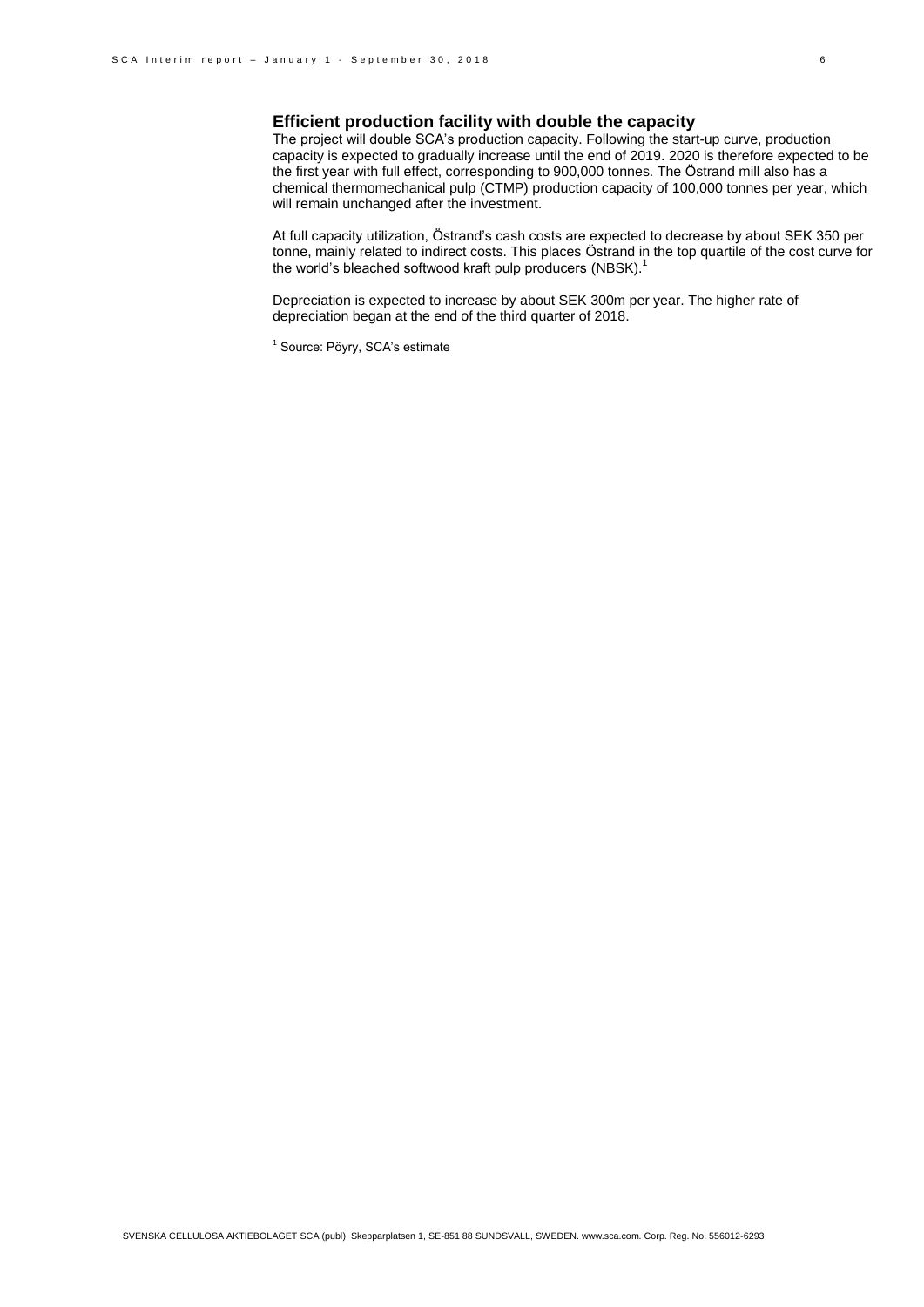## Efficient production facility with double the capacity

The project will double SCA's production capacity. Following the start-up curve, production capacity is expected to gradually increase until the end of 2019. 2020 is therefore expected to be the first year with full effect, corresponding to 900,000 tonnes. The Östrand mill also has a chemical thermomechanical pulp (CTMP) production capacity of 100,000 tonnes per year, which will remain unchanged after the investment.

At full capacity utilization, Östrand's cash costs are expected to decrease by about SEK 350 per tonne, mainly related to indirect costs. This places Östrand in the top quartile of the cost curve for the world's bleached softwood kraft pulp producers (NBSK).[1]

Depreciation is expected to increase by about SEK 300m per year. The higher rate of depreciation began at the end of the third quarter of 2018.

[1] Source: Pöyry, SCA's estimate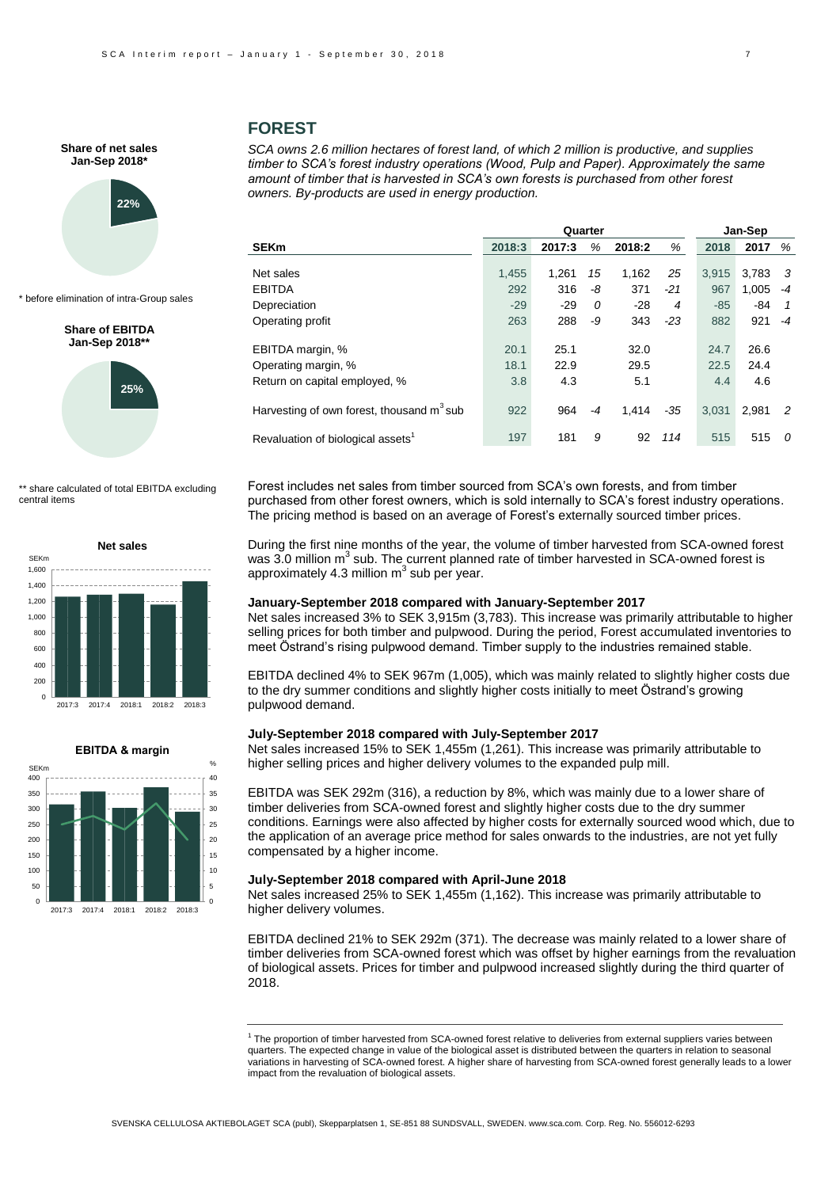## FOREST

*SCA owns 2.6 million hectares of forest land, of which 2 million is productive, and supplies timber to SCA's forest industry operations (Wood, Pulp and Paper). Approximately the same amount of timber that is harvested in SCA's own forests is purchased from other forest owners. By-products are used in energy production.*

| | Quarter | | | | | Jan-Sep | | |
|---|---|---|---|---|---|---|---|---|
| SEKm | 2018:3 | 2017:3 | % | 2018:2 | % | 2018 | 2017 | % |
| Net sales | 1,455 | 1,261 | 15 | 1,162 | 25 | 3,915 | 3,783 | 3 |
| EBITDA | 292 | 316 | -8 | 371 | -21 | 967 | 1,005 | -4 |
| Depreciation | -29 | -29 | 0 | -28 | 4 | -85 | -84 | 1 |
| Operating profit | 263 | 288 | -9 | 343 | -23 | 882 | 921 | -4 |
| EBITDA margin, % | 20.1 | 25.1 | | 32.0 | | 24.7 | 26.6 | |
| Operating margin, % | 18.1 | 22.9 | | 29.5 | | 22.5 | 24.4 | |
| Return on capital employed, % | 3.8 | 4.3 | | 5.1 | | 4.4 | 4.6 | |
| Harvesting of own forest, thousand $m^3$ sub | 922 | 964 | -4 | 1,414 | -35 | 3,031 | 2,981 | 2 |
| Revaluation of biological assets[1] | 197 | 181 | 9 | 92 | 114 | 515 | 515 | 0 |

**Share of net sales Jan-Sep 2018***

22%

\* before elimination of intra-Group sales

**Share of EBITDA Jan-Sep 2018****

25%

\*\* share calculated of total EBITDA excluding central items

Forest includes net sales from timber sourced from SCA's own forests, and from timber purchased from other forest owners, which is sold internally to SCA's forest industry operations. The pricing method is based on an average of Forest's externally sourced timber prices.

During the first nine months of the year, the volume of timber harvested from SCA-owned forest was 3.0 million $m^3$ sub. The current planned rate of timber harvested in SCA-owned forest is approximately 4.3 million $m^3$ sub per year.

**January-September 2018 compared with January-September 2017**

Net sales increased 3% to SEK 3,915m (3,783). This increase was primarily attributable to higher selling prices for both timber and pulpwood. During the period, Forest accumulated inventories to meet Östrand's rising pulpwood demand. Timber supply to the industries remained stable.

EBITDA declined 4% to SEK 967m (1,005), which was mainly related to slightly higher costs due to the dry summer conditions and slightly higher costs initially to meet Östrand's growing pulpwood demand.

**July-September 2018 compared with July-September 2017**

Net sales increased 15% to SEK 1,455m (1,261). This increase was primarily attributable to higher selling prices and higher delivery volumes to the expanded pulp mill.

EBITDA was SEK 292m (316), a reduction by 8%, which was mainly due to a lower share of timber deliveries from SCA-owned forest and slightly higher costs due to the dry summer conditions. Earnings were also affected by higher costs for externally sourced wood which, due to the application of an average price method for sales onwards to the industries, are not yet fully compensated by a higher income.

**July-September 2018 compared with April-June 2018**

Net sales increased 25% to SEK 1,455m (1,162). This increase was primarily attributable to higher delivery volumes.

EBITDA declined 21% to SEK 292m (371). The decrease was mainly related to a lower share of timber deliveries from SCA-owned forest which was offset by higher earnings from the revaluation of biological assets. Prices for timber and pulpwood increased slightly during the third quarter of 2018.

**Net sales**

SEKm, quarters 2017:3, 2017:4, 2018:1, 2018:2, 2018:3

**EBITDA & margin**

SEKm / %, quarters 2017:3, 2017:4, 2018:1, 2018:2, 2018:3

---

[1] The proportion of timber harvested from SCA-owned forest relative to deliveries from external suppliers varies between quarters. The expected change in value of the biological asset is distributed between the quarters in relation to seasonal variations in harvesting of SCA-owned forest. A higher share of harvesting from SCA-owned forest generally leads to a lower impact from the revaluation of biological assets.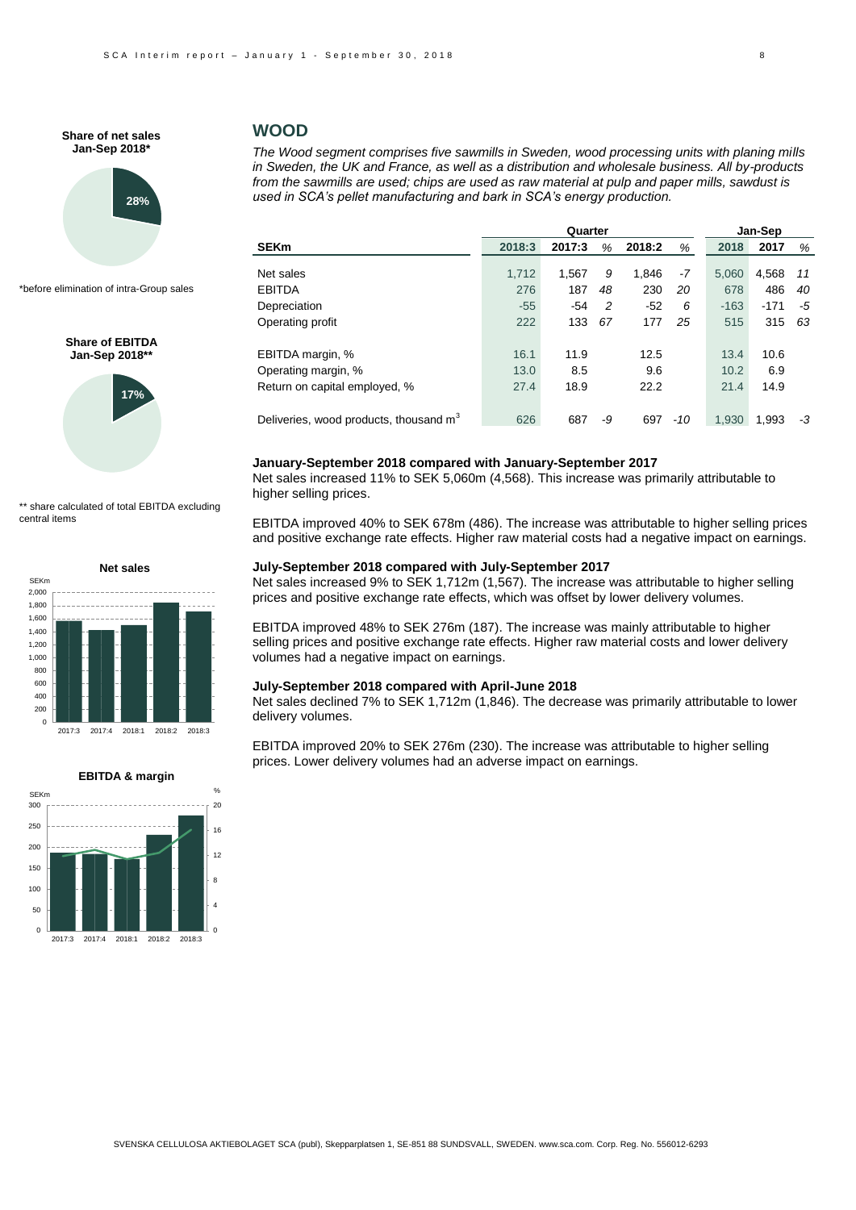## WOOD

*The Wood segment comprises five sawmills in Sweden, wood processing units with planing mills in Sweden, the UK and France, as well as a distribution and wholesale business. All by-products from the sawmills are used; chips are used as raw material at pulp and paper mills, sawdust is used in SCA's pellet manufacturing and bark in SCA's energy production.*

| | Quarter | | | | | Jan-Sep | | |
|---|---|---|---|---|---|---|---|---|
| **SEKm** | **2018:3** | **2017:3** | *%* | **2018:2** | *%* | **2018** | **2017** | *%* |
| Net sales | 1,712 | 1,567 | *9* | 1,846 | *-7* | 5,060 | 4,568 | *11* |
| EBITDA | 276 | 187 | *48* | 230 | *20* | 678 | 486 | *40* |
| Depreciation | -55 | -54 | *2* | -52 | *6* | -163 | -171 | *-5* |
| Operating profit | 222 | 133 | *67* | 177 | *25* | 515 | 315 | *63* |
| EBITDA margin, % | 16.1 | 11.9 | | 12.5 | | 13.4 | 10.6 | |
| Operating margin, % | 13.0 | 8.5 | | 9.6 | | 10.2 | 6.9 | |
| Return on capital employed, % | 27.4 | 18.9 | | 22.2 | | 21.4 | 14.9 | |
| Deliveries, wood products, thousand $m^3$ | 626 | 687 | *-9* | 697 | *-10* | 1,930 | 1,993 | *-3* |

**Share of net sales Jan-Sep 2018***

28%

*before elimination of intra-Group sales

**Share of EBITDA Jan-Sep 2018****

17%

** share calculated of total EBITDA excluding central items

**Net sales**

**EBITDA & margin**

**January-September 2018 compared with January-September 2017**

Net sales increased 11% to SEK 5,060m (4,568). This increase was primarily attributable to higher selling prices.

EBITDA improved 40% to SEK 678m (486). The increase was attributable to higher selling prices and positive exchange rate effects. Higher raw material costs had a negative impact on earnings.

**July-September 2018 compared with July-September 2017**

Net sales increased 9% to SEK 1,712m (1,567). The increase was attributable to higher selling prices and positive exchange rate effects, which was offset by lower delivery volumes.

EBITDA improved 48% to SEK 276m (187). The increase was mainly attributable to higher selling prices and positive exchange rate effects. Higher raw material costs and lower delivery volumes had a negative impact on earnings.

**July-September 2018 compared with April-June 2018**

Net sales declined 7% to SEK 1,712m (1,846). The decrease was primarily attributable to lower delivery volumes.

EBITDA improved 20% to SEK 276m (230). The increase was attributable to higher selling prices. Lower delivery volumes had an adverse impact on earnings.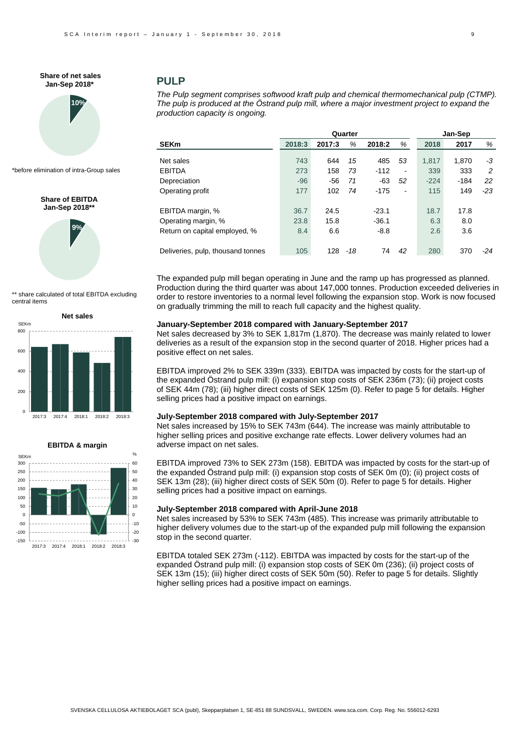**Share of net sales Jan-Sep 2018***

10%

*before elimination of intra-Group sales

**Share of EBITDA Jan-Sep 2018****

9%

** share calculated of total EBITDA excluding central items

**Net sales**

**EBITDA & margin**

## PULP

*The Pulp segment comprises softwood kraft pulp and chemical thermomechanical pulp (CTMP). The pulp is produced at the Östrand pulp mill, where a major investment project to expand the production capacity is ongoing.*

| | Quarter | | | | | Jan-Sep | | |
|---|---|---|---|---|---|---|---|---|
| **SEKm** | **2018:3** | **2017:3** | *%* | **2018:2** | *%* | **2018** | **2017** | *%* |
| Net sales | 743 | 644 | *15* | 485 | *53* | 1,817 | 1,870 | *-3* |
| EBITDA | 273 | 158 | *73* | -112 | *-* | 339 | 333 | *2* |
| Depreciation | -96 | -56 | *71* | -63 | *52* | -224 | -184 | *22* |
| Operating profit | 177 | 102 | *74* | -175 | *-* | 115 | 149 | *-23* |
| EBITDA margin, % | 36.7 | 24.5 | | -23.1 | | 18.7 | 17.8 | |
| Operating margin, % | 23.8 | 15.8 | | -36.1 | | 6.3 | 8.0 | |
| Return on capital employed, % | 8.4 | 6.6 | | -8.8 | | 2.6 | 3.6 | |
| Deliveries, pulp, thousand tonnes | 105 | 128 | *-18* | 74 | *42* | 280 | 370 | *-24* |

The expanded pulp mill began operating in June and the ramp up has progressed as planned. Production during the third quarter was about 147,000 tonnes. Production exceeded deliveries in order to restore inventories to a normal level following the expansion stop. Work is now focused on gradually trimming the mill to reach full capacity and the highest quality.

### January-September 2018 compared with January-September 2017

Net sales decreased by 3% to SEK 1,817m (1,870). The decrease was mainly related to lower deliveries as a result of the expansion stop in the second quarter of 2018. Higher prices had a positive effect on net sales.

EBITDA improved 2% to SEK 339m (333). EBITDA was impacted by costs for the start-up of the expanded Östrand pulp mill: (i) expansion stop costs of SEK 236m (73); (ii) project costs of SEK 44m (78); (iii) higher direct costs of SEK 125m (0). Refer to page 5 for details. Higher selling prices had a positive impact on earnings.

### July-September 2018 compared with July-September 2017

Net sales increased by 15% to SEK 743m (644). The increase was mainly attributable to higher selling prices and positive exchange rate effects. Lower delivery volumes had an adverse impact on net sales.

EBITDA improved 73% to SEK 273m (158). EBITDA was impacted by costs for the start-up of the expanded Östrand pulp mill: (i) expansion stop costs of SEK 0m (0); (ii) project costs of SEK 13m (28); (iii) higher direct costs of SEK 50m (0). Refer to page 5 for details. Higher selling prices had a positive impact on earnings.

### July-September 2018 compared with April-June 2018

Net sales increased by 53% to SEK 743m (485). This increase was primarily attributable to higher delivery volumes due to the start-up of the expanded pulp mill following the expansion stop in the second quarter.

EBITDA totaled SEK 273m (-112). EBITDA was impacted by costs for the start-up of the expanded Östrand pulp mill: (i) expansion stop costs of SEK 0m (236); (ii) project costs of SEK 13m (15); (iii) higher direct costs of SEK 50m (50). Refer to page 5 for details. Slightly higher selling prices had a positive impact on earnings.

SVENSKA CELLULOSA AKTIEBOLAGET SCA (publ), Skepparplatsen 1, SE-851 88 SUNDSVALL, SWEDEN. www.sca.com. Corp. Reg. No. 556012-6293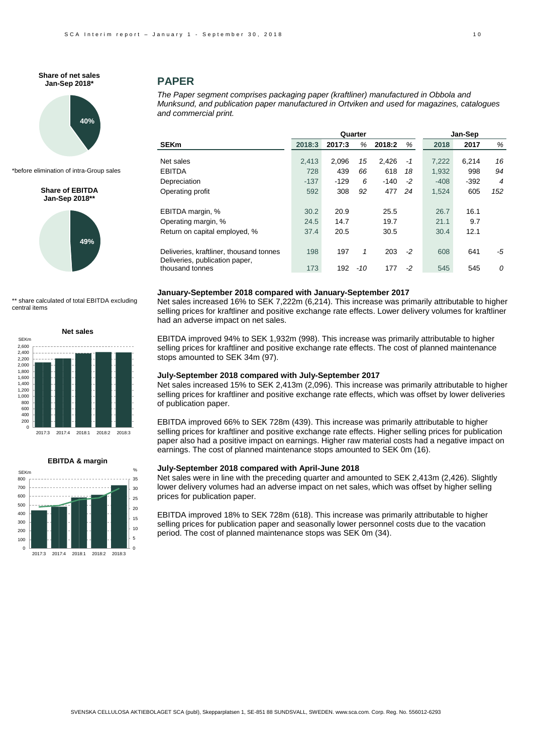## PAPER

*The Paper segment comprises packaging paper (kraftliner) manufactured in Obbola and Munksund, and publication paper manufactured in Ortviken and used for magazines, catalogues and commercial print.*

**Share of net sales Jan-Sep 2018***

40%

*before elimination of intra-Group sales

**Share of EBITDA Jan-Sep 2018****

49%

** share calculated of total EBITDA excluding central items

| | Quarter | | | | | Jan-Sep | | |
|---|---|---|---|---|---|---|---|---|
| **SEKm** | **2018:3** | **2017:3** | *%* | **2018:2** | *%* | **2018** | **2017** | *%* |
| Net sales | 2,413 | 2,096 | *15* | 2,426 | *-1* | 7,222 | 6,214 | *16* |
| EBITDA | 728 | 439 | *66* | 618 | *18* | 1,932 | 998 | *94* |
| Depreciation | -137 | -129 | *6* | -140 | *-2* | -408 | -392 | *4* |
| Operating profit | 592 | 308 | *92* | 477 | *24* | 1,524 | 605 | *152* |
| EBITDA margin, % | 30.2 | 20.9 | | 25.5 | | 26.7 | 16.1 | |
| Operating margin, % | 24.5 | 14.7 | | 19.7 | | 21.1 | 9.7 | |
| Return on capital employed, % | 37.4 | 20.5 | | 30.5 | | 30.4 | 12.1 | |
| Deliveries, kraftliner, thousand tonnes | 198 | 197 | *1* | 203 | *-2* | 608 | 641 | *-5* |
| Deliveries, publication paper, thousand tonnes | 173 | 192 | *-10* | 177 | *-2* | 545 | 545 | *0* |

**January-September 2018 compared with January-September 2017**

Net sales increased 16% to SEK 7,222m (6,214). This increase was primarily attributable to higher selling prices for kraftliner and positive exchange rate effects. Lower delivery volumes for kraftliner had an adverse impact on net sales.

EBITDA improved 94% to SEK 1,932m (998). This increase was primarily attributable to higher selling prices for kraftliner and positive exchange rate effects. The cost of planned maintenance stops amounted to SEK 34m (97).

**July-September 2018 compared with July-September 2017**

Net sales increased 15% to SEK 2,413m (2,096). This increase was primarily attributable to higher selling prices for kraftliner and positive exchange rate effects, which was offset by lower deliveries of publication paper.

EBITDA improved 66% to SEK 728m (439). This increase was primarily attributable to higher selling prices for kraftliner and positive exchange rate effects. Higher selling prices for publication paper also had a positive impact on earnings. Higher raw material costs had a negative impact on earnings. The cost of planned maintenance stops amounted to SEK 0m (16).

**July-September 2018 compared with April-June 2018**

Net sales were in line with the preceding quarter and amounted to SEK 2,413m (2,426). Slightly lower delivery volumes had an adverse impact on net sales, which was offset by higher selling prices for publication paper.

EBITDA improved 18% to SEK 728m (618). This increase was primarily attributable to higher selling prices for publication paper and seasonally lower personnel costs due to the vacation period. The cost of planned maintenance stops was SEK 0m (34).

**Net sales**

**EBITDA & margin**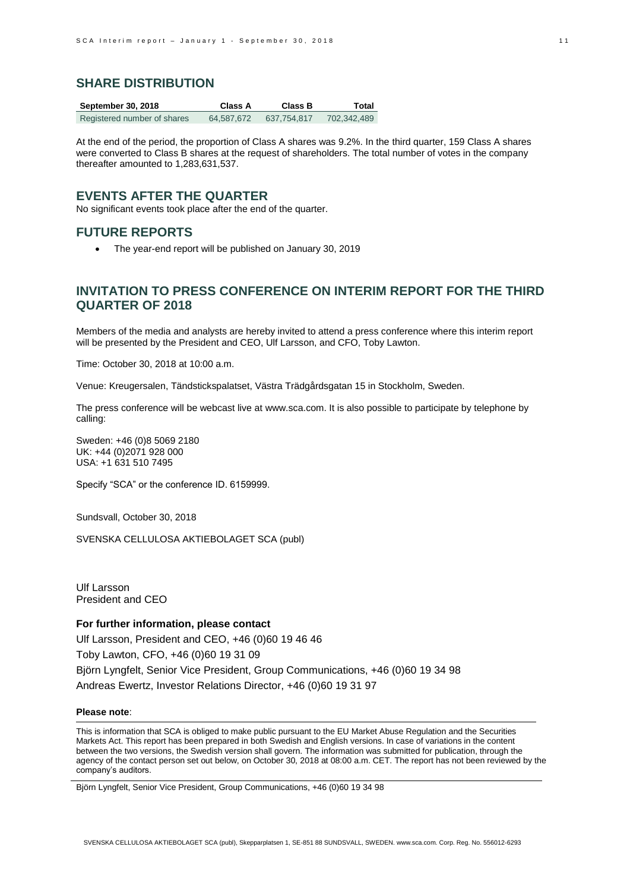## SHARE DISTRIBUTION

| September 30, 2018 | Class A | Class B | Total |
|---|---|---|---|
| Registered number of shares | 64,587,672 | 637,754,817 | 702,342,489 |

At the end of the period, the proportion of Class A shares was 9.2%. In the third quarter, 159 Class A shares were converted to Class B shares at the request of shareholders. The total number of votes in the company thereafter amounted to 1,283,631,537.

## EVENTS AFTER THE QUARTER

No significant events took place after the end of the quarter.

## FUTURE REPORTS

- The year-end report will be published on January 30, 2019

## INVITATION TO PRESS CONFERENCE ON INTERIM REPORT FOR THE THIRD QUARTER OF 2018

Members of the media and analysts are hereby invited to attend a press conference where this interim report will be presented by the President and CEO, Ulf Larsson, and CFO, Toby Lawton.

Time: October 30, 2018 at 10:00 a.m.

Venue: Kreugersalen, Tändstickspalatset, Västra Trädgårdsgatan 15 in Stockholm, Sweden.

The press conference will be webcast live at www.sca.com. It is also possible to participate by telephone by calling:

Sweden: +46 (0)8 5069 2180
UK: +44 (0)2071 928 000
USA: +1 631 510 7495

Specify "SCA" or the conference ID. 6159999.

Sundsvall, October 30, 2018

SVENSKA CELLULOSA AKTIEBOLAGET SCA (publ)

Ulf Larsson
President and CEO

**For further information, please contact**

Ulf Larsson, President and CEO, +46 (0)60 19 46 46
Toby Lawton, CFO, +46 (0)60 19 31 09
Björn Lyngfelt, Senior Vice President, Group Communications, +46 (0)60 19 34 98
Andreas Ewertz, Investor Relations Director, +46 (0)60 19 31 97

**Please note**:

This is information that SCA is obliged to make public pursuant to the EU Market Abuse Regulation and the Securities Markets Act. This report has been prepared in both Swedish and English versions. In case of variations in the content between the two versions, the Swedish version shall govern. The information was submitted for publication, through the agency of the contact person set out below, on October 30, 2018 at 08:00 a.m. CET. The report has not been reviewed by the company's auditors.

Björn Lyngfelt, Senior Vice President, Group Communications, +46 (0)60 19 34 98

SVENSKA CELLULOSA AKTIEBOLAGET SCA (publ), Skepparplatsen 1, SE-851 88 SUNDSVALL, SWEDEN. www.sca.com. Corp. Reg. No. 556012-6293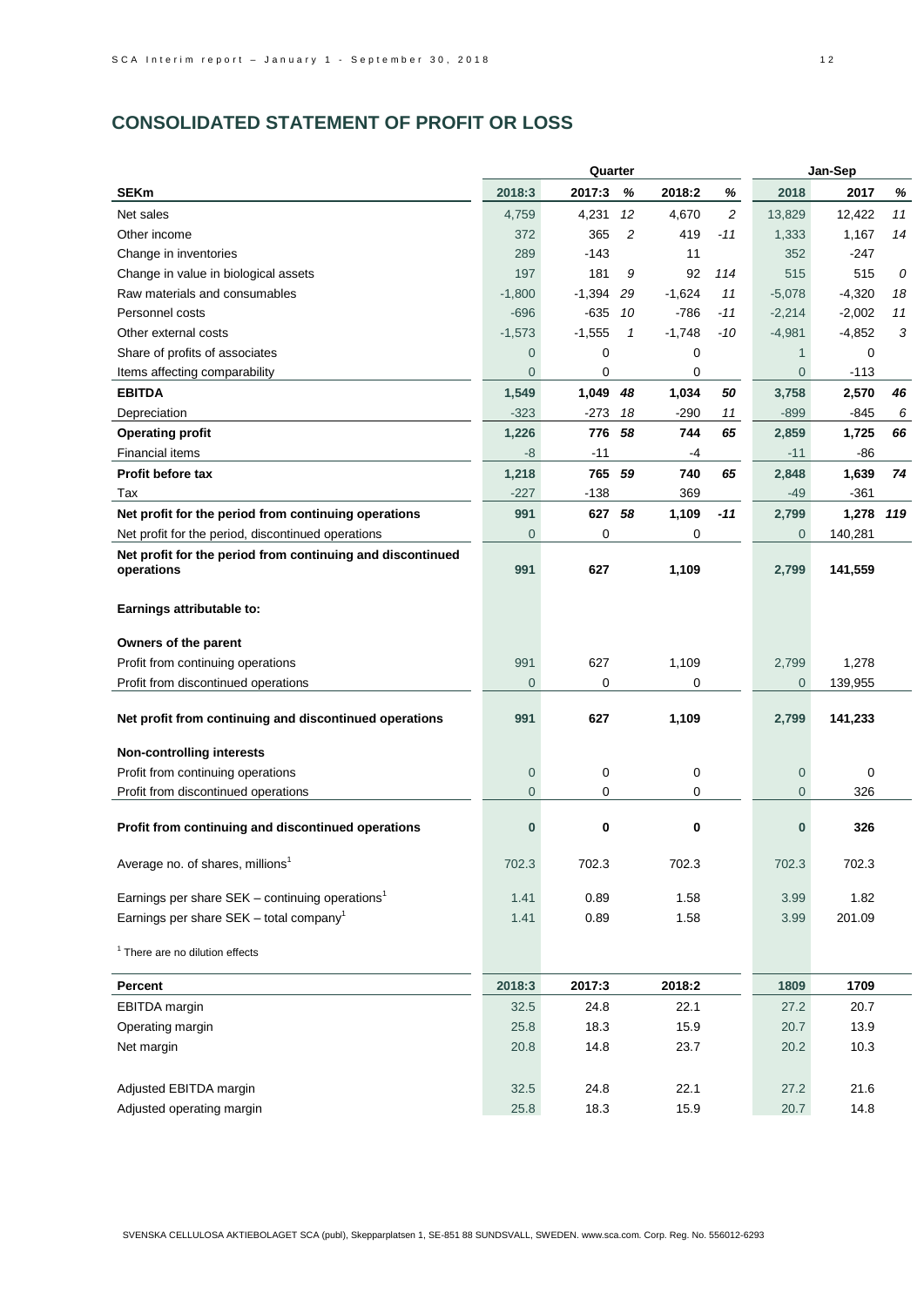## CONSOLIDATED STATEMENT OF PROFIT OR LOSS

| | Quarter | | | | | Jan-Sep | | |
|---|---|---|---|---|---|---|---|---|
| **SEKm** | **2018:3** | **2017:3** | **%** | **2018:2** | **%** | **2018** | **2017** | **%** |
| Net sales | 4,759 | 4,231 | 12 | 4,670 | 2 | 13,829 | 12,422 | 11 |
| Other income | 372 | 365 | 2 | 419 | -11 | 1,333 | 1,167 | 14 |
| Change in inventories | 289 | -143 | | 11 | | 352 | -247 | |
| Change in value in biological assets | 197 | 181 | 9 | 92 | 114 | 515 | 515 | 0 |
| Raw materials and consumables | -1,800 | -1,394 | 29 | -1,624 | 11 | -5,078 | -4,320 | 18 |
| Personnel costs | -696 | -635 | 10 | -786 | -11 | -2,214 | -2,002 | 11 |
| Other external costs | -1,573 | -1,555 | 1 | -1,748 | -10 | -4,981 | -4,852 | 3 |
| Share of profits of associates | 0 | 0 | | 0 | | 1 | 0 | |
| Items affecting comparability | 0 | 0 | | 0 | | 0 | -113 | |
| **EBITDA** | **1,549** | **1,049** | **48** | **1,034** | **50** | **3,758** | **2,570** | **46** |
| Depreciation | -323 | -273 | 18 | -290 | 11 | -899 | -845 | 6 |
| **Operating profit** | **1,226** | **776** | **58** | **744** | **65** | **2,859** | **1,725** | **66** |
| Financial items | -8 | -11 | | -4 | | -11 | -86 | |
| **Profit before tax** | **1,218** | **765** | **59** | **740** | **65** | **2,848** | **1,639** | **74** |
| Tax | -227 | -138 | | 369 | | -49 | -361 | |
| **Net profit for the period from continuing operations** | **991** | **627** | **58** | **1,109** | **-11** | **2,799** | **1,278** | **119** |
| Net profit for the period, discontinued operations | 0 | 0 | | 0 | | 0 | 140,281 | |
| **Net profit for the period from continuing and discontinued operations** | **991** | **627** | | **1,109** | | **2,799** | **141,559** | |
| **Earnings attributable to:** | | | | | | | | |
| **Owners of the parent** | | | | | | | | |
| Profit from continuing operations | 991 | 627 | | 1,109 | | 2,799 | 1,278 | |
| Profit from discontinued operations | 0 | 0 | | 0 | | 0 | 139,955 | |
| **Net profit from continuing and discontinued operations** | **991** | **627** | | **1,109** | | **2,799** | **141,233** | |
| **Non-controlling interests** | | | | | | | | |
| Profit from continuing operations | 0 | 0 | | 0 | | 0 | 0 | |
| Profit from discontinued operations | 0 | 0 | | 0 | | 0 | 326 | |
| **Profit from continuing and discontinued operations** | **0** | **0** | | **0** | | **0** | **326** | |
| Average no. of shares, millions[1] | 702.3 | 702.3 | | 702.3 | | 702.3 | 702.3 | |
| Earnings per share SEK – continuing operations[1] | 1.41 | 0.89 | | 1.58 | | 3.99 | 1.82 | |
| Earnings per share SEK – total company[1] | 1.41 | 0.89 | | 1.58 | | 3.99 | 201.09 | |

[1] There are no dilution effects

| **Percent** | **2018:3** | **2017:3** | **2018:2** | **1809** | **1709** |
|---|---|---|---|---|---|
| EBITDA margin | 32.5 | 24.8 | 22.1 | 27.2 | 20.7 |
| Operating margin | 25.8 | 18.3 | 15.9 | 20.7 | 13.9 |
| Net margin | 20.8 | 14.8 | 23.7 | 20.2 | 10.3 |
| | | | | | |
| Adjusted EBITDA margin | 32.5 | 24.8 | 22.1 | 27.2 | 21.6 |
| Adjusted operating margin | 25.8 | 18.3 | 15.9 | 20.7 | 14.8 |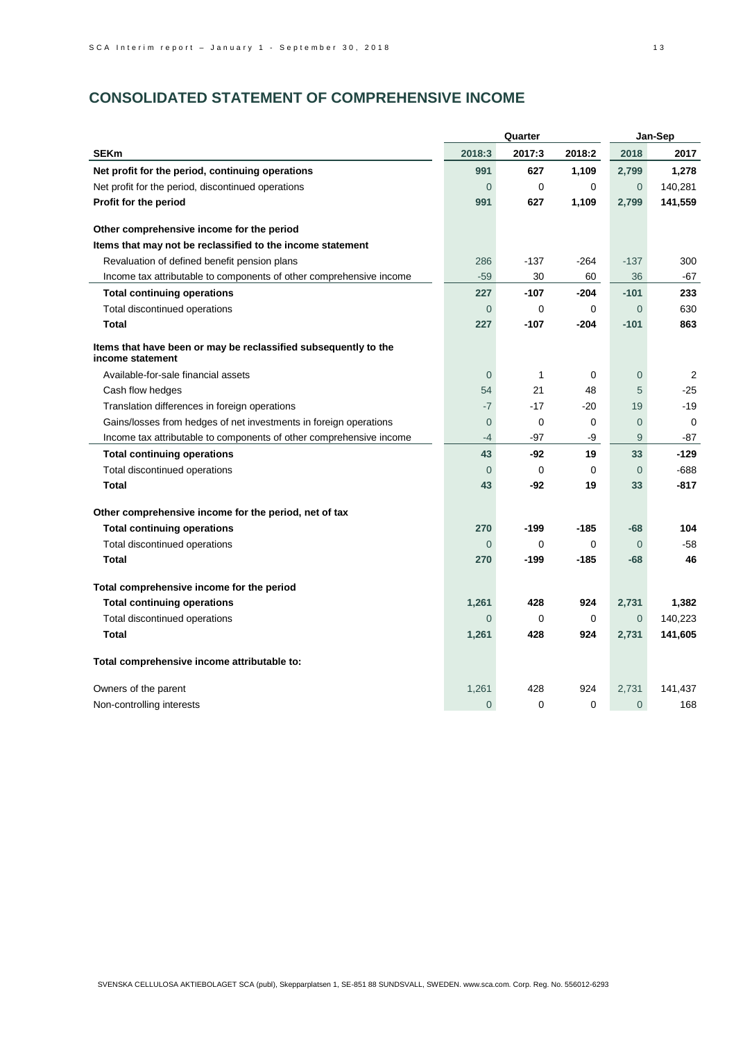## CONSOLIDATED STATEMENT OF COMPREHENSIVE INCOME

| | Quarter | | | Jan-Sep | |
|---|---|---|---|---|---|
| **SEKm** | **2018:3** | **2017:3** | **2018:2** | **2018** | **2017** |
| **Net profit for the period, continuing operations** | **991** | **627** | **1,109** | **2,799** | **1,278** |
| Net profit for the period, discontinued operations | 0 | 0 | 0 | 0 | 140,281 |
| **Profit for the period** | **991** | **627** | **1,109** | **2,799** | **141,559** |
| | | | | | |
| **Other comprehensive income for the period** | | | | | |
| **Items that may not be reclassified to the income statement** | | | | | |
| Revaluation of defined benefit pension plans | 286 | -137 | -264 | -137 | 300 |
| Income tax attributable to components of other comprehensive income | -59 | 30 | 60 | 36 | -67 |
| **Total continuing operations** | **227** | **-107** | **-204** | **-101** | **233** |
| Total discontinued operations | 0 | 0 | 0 | 0 | 630 |
| **Total** | **227** | **-107** | **-204** | **-101** | **863** |
| | | | | | |
| **Items that have been or may be reclassified subsequently to the income statement** | | | | | |
| Available-for-sale financial assets | 0 | 1 | 0 | 0 | 2 |
| Cash flow hedges | 54 | 21 | 48 | 5 | -25 |
| Translation differences in foreign operations | -7 | -17 | -20 | 19 | -19 |
| Gains/losses from hedges of net investments in foreign operations | 0 | 0 | 0 | 0 | 0 |
| Income tax attributable to components of other comprehensive income | -4 | -97 | -9 | 9 | -87 |
| **Total continuing operations** | **43** | **-92** | **19** | **33** | **-129** |
| Total discontinued operations | 0 | 0 | 0 | 0 | -688 |
| **Total** | **43** | **-92** | **19** | **33** | **-817** |
| | | | | | |
| **Other comprehensive income for the period, net of tax** | | | | | |
| **Total continuing operations** | **270** | **-199** | **-185** | **-68** | **104** |
| Total discontinued operations | 0 | 0 | 0 | 0 | -58 |
| **Total** | **270** | **-199** | **-185** | **-68** | **46** |
| | | | | | |
| **Total comprehensive income for the period** | | | | | |
| **Total continuing operations** | **1,261** | **428** | **924** | **2,731** | **1,382** |
| Total discontinued operations | 0 | 0 | 0 | 0 | 140,223 |
| **Total** | **1,261** | **428** | **924** | **2,731** | **141,605** |
| | | | | | |
| **Total comprehensive income attributable to:** | | | | | |
| Owners of the parent | 1,261 | 428 | 924 | 2,731 | 141,437 |
| Non-controlling interests | 0 | 0 | 0 | 0 | 168 |

SVENSKA CELLULOSA AKTIEBOLAGET SCA (publ), Skepparplatsen 1, SE-851 88 SUNDSVALL, SWEDEN. www.sca.com. Corp. Reg. No. 556012-6293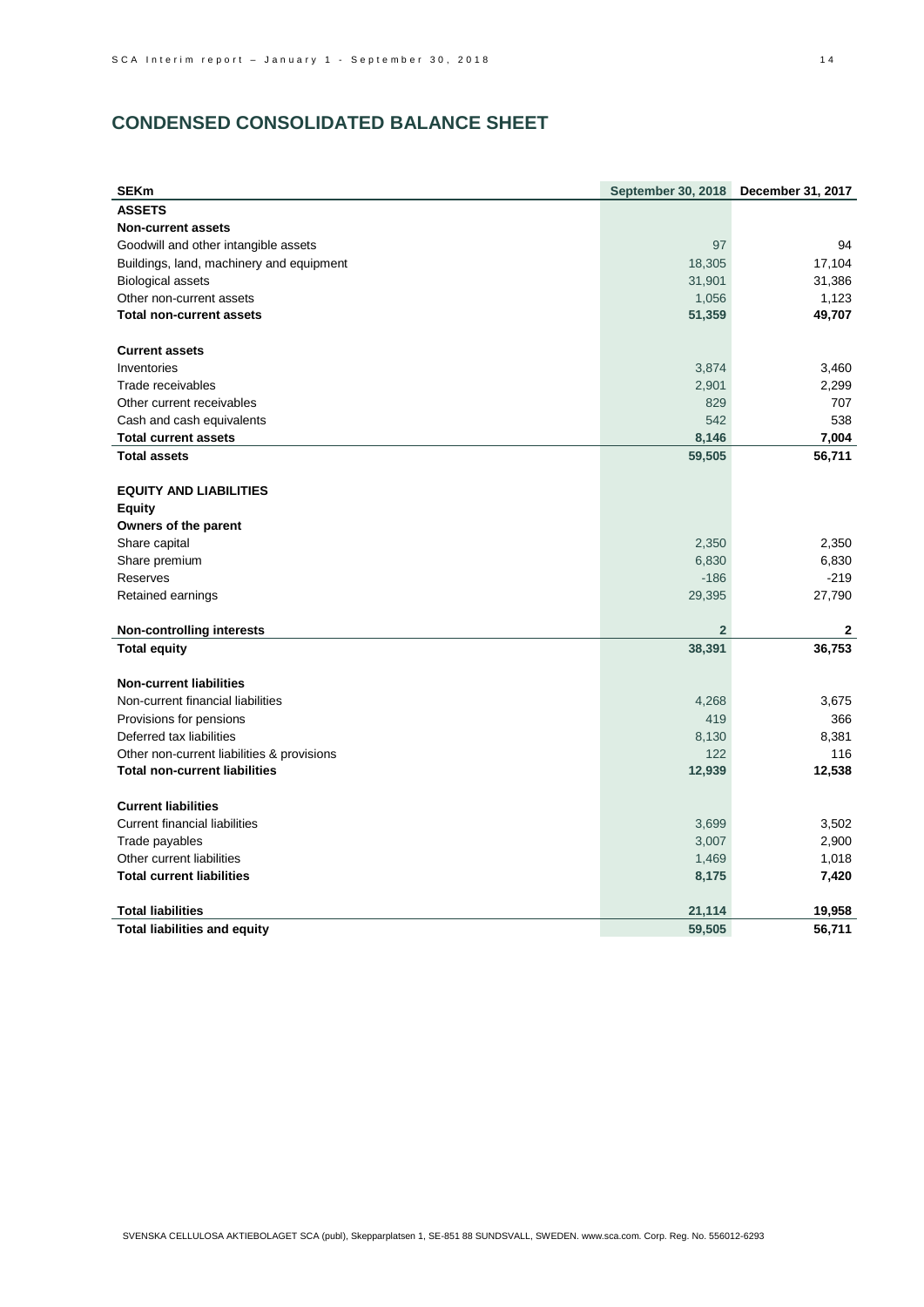## CONDENSED CONSOLIDATED BALANCE SHEET

| SEKm | September 30, 2018 | December 31, 2017 |
|---|---|---|
| **ASSETS** | | |
| **Non-current assets** | | |
| Goodwill and other intangible assets | 97 | 94 |
| Buildings, land, machinery and equipment | 18,305 | 17,104 |
| Biological assets | 31,901 | 31,386 |
| Other non-current assets | 1,056 | 1,123 |
| **Total non-current assets** | **51,359** | **49,707** |
| | | |
| **Current assets** | | |
| Inventories | 3,874 | 3,460 |
| Trade receivables | 2,901 | 2,299 |
| Other current receivables | 829 | 707 |
| Cash and cash equivalents | 542 | 538 |
| **Total current assets** | **8,146** | **7,004** |
| **Total assets** | **59,505** | **56,711** |
| | | |
| **EQUITY AND LIABILITIES** | | |
| **Equity** | | |
| **Owners of the parent** | | |
| Share capital | 2,350 | 2,350 |
| Share premium | 6,830 | 6,830 |
| Reserves | -186 | -219 |
| Retained earnings | 29,395 | 27,790 |
| | | |
| **Non-controlling interests** | **2** | **2** |
| **Total equity** | **38,391** | **36,753** |
| | | |
| **Non-current liabilities** | | |
| Non-current financial liabilities | 4,268 | 3,675 |
| Provisions for pensions | 419 | 366 |
| Deferred tax liabilities | 8,130 | 8,381 |
| Other non-current liabilities & provisions | 122 | 116 |
| **Total non-current liabilities** | **12,939** | **12,538** |
| | | |
| **Current liabilities** | | |
| Current financial liabilities | 3,699 | 3,502 |
| Trade payables | 3,007 | 2,900 |
| Other current liabilities | 1,469 | 1,018 |
| **Total current liabilities** | **8,175** | **7,420** |
| | | |
| **Total liabilities** | **21,114** | **19,958** |
| **Total liabilities and equity** | **59,505** | **56,711** |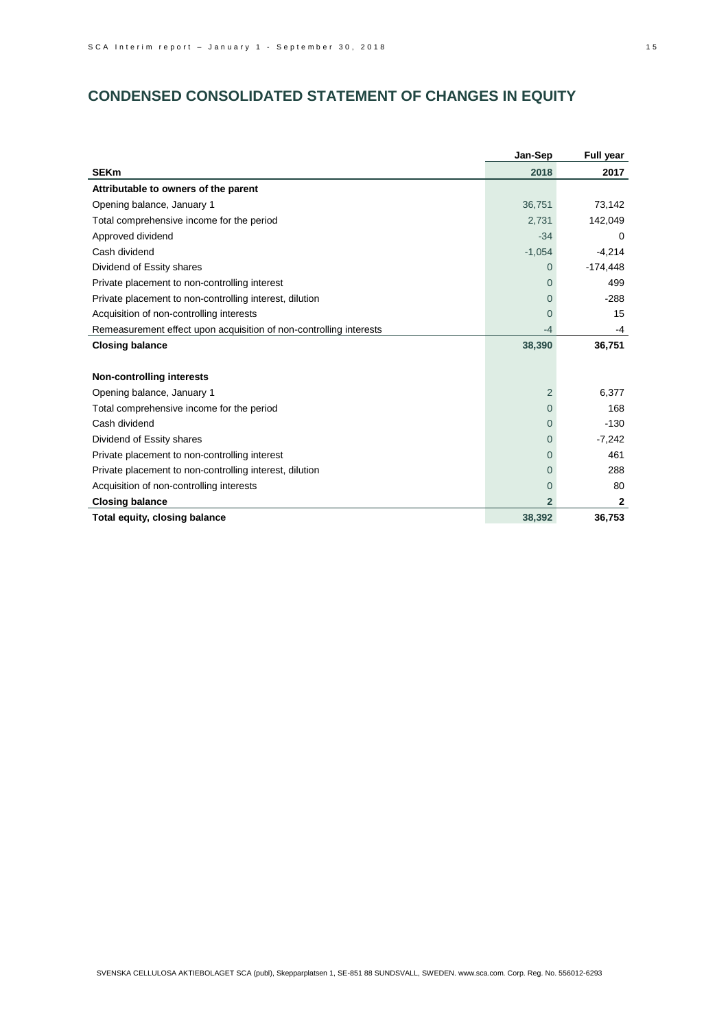## CONDENSED CONSOLIDATED STATEMENT OF CHANGES IN EQUITY

| | Jan-Sep | Full year |
|---|---|---|
| **SEKm** | **2018** | **2017** |
| **Attributable to owners of the parent** | | |
| Opening balance, January 1 | 36,751 | 73,142 |
| Total comprehensive income for the period | 2,731 | 142,049 |
| Approved dividend | -34 | 0 |
| Cash dividend | -1,054 | -4,214 |
| Dividend of Essity shares | 0 | -174,448 |
| Private placement to non-controlling interest | 0 | 499 |
| Private placement to non-controlling interest, dilution | 0 | -288 |
| Acquisition of non-controlling interests | 0 | 15 |
| Remeasurement effect upon acquisition of non-controlling interests | -4 | -4 |
| **Closing balance** | **38,390** | **36,751** |
| | | |
| **Non-controlling interests** | | |
| Opening balance, January 1 | 2 | 6,377 |
| Total comprehensive income for the period | 0 | 168 |
| Cash dividend | 0 | -130 |
| Dividend of Essity shares | 0 | -7,242 |
| Private placement to non-controlling interest | 0 | 461 |
| Private placement to non-controlling interest, dilution | 0 | 288 |
| Acquisition of non-controlling interests | 0 | 80 |
| **Closing balance** | **2** | **2** |
| **Total equity, closing balance** | **38,392** | **36,753** |

SVENSKA CELLULOSA AKTIEBOLAGET SCA (publ), Skepparplatsen 1, SE-851 88 SUNDSVALL, SWEDEN. www.sca.com. Corp. Reg. No. 556012-6293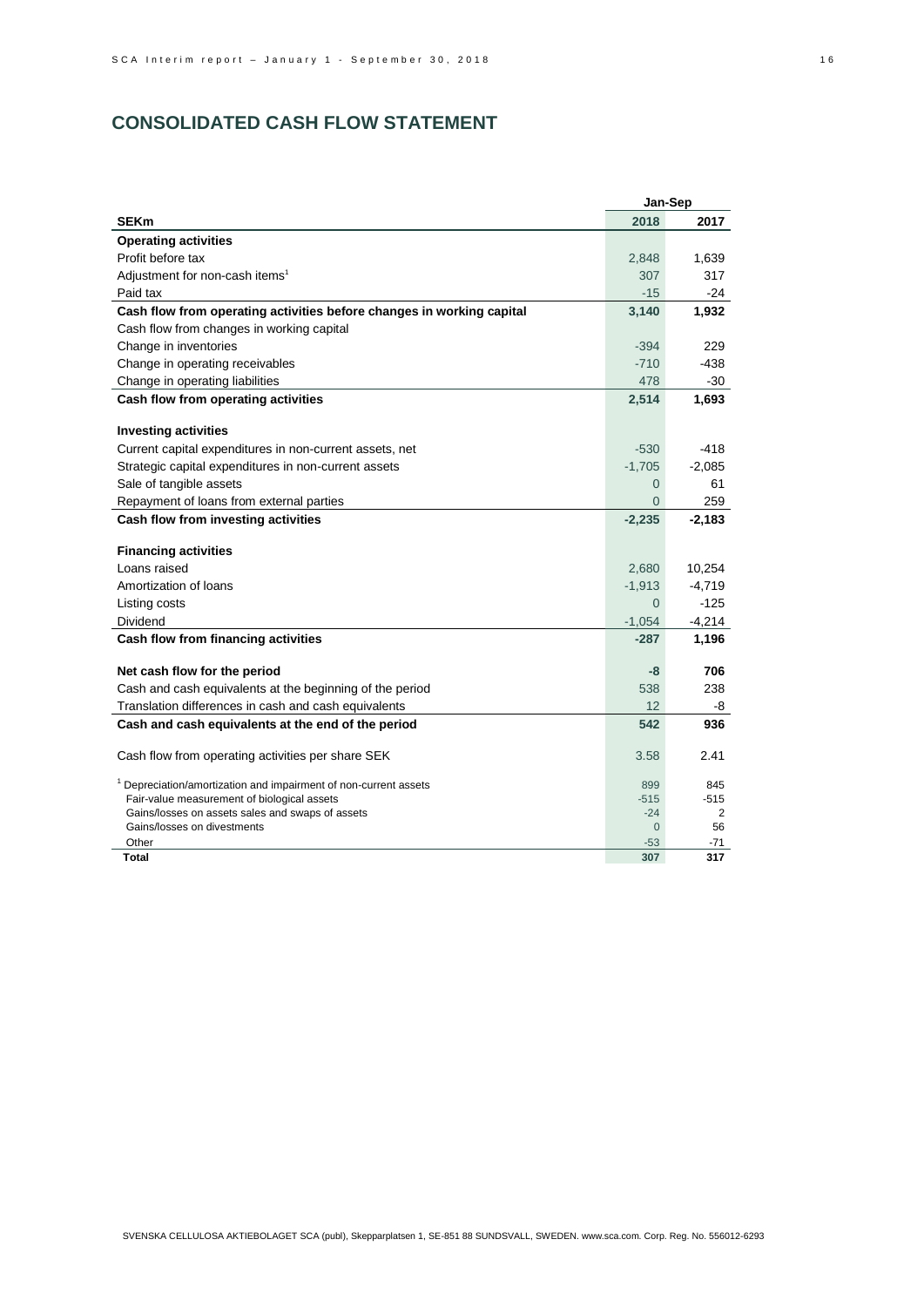## CONSOLIDATED CASH FLOW STATEMENT

| | Jan-Sep | |
|---|---|---|
| **SEKm** | **2018** | **2017** |
| **Operating activities** | | |
| Profit before tax | 2,848 | 1,639 |
| Adjustment for non-cash items[1] | 307 | 317 |
| Paid tax | -15 | -24 |
| **Cash flow from operating activities before changes in working capital** | **3,140** | **1,932** |
| Cash flow from changes in working capital | | |
| Change in inventories | -394 | 229 |
| Change in operating receivables | -710 | -438 |
| Change in operating liabilities | 478 | -30 |
| **Cash flow from operating activities** | **2,514** | **1,693** |
| | | |
| **Investing activities** | | |
| Current capital expenditures in non-current assets, net | -530 | -418 |
| Strategic capital expenditures in non-current assets | -1,705 | -2,085 |
| Sale of tangible assets | 0 | 61 |
| Repayment of loans from external parties | 0 | 259 |
| **Cash flow from investing activities** | **-2,235** | **-2,183** |
| | | |
| **Financing activities** | | |
| Loans raised | 2,680 | 10,254 |
| Amortization of loans | -1,913 | -4,719 |
| Listing costs | 0 | -125 |
| Dividend | -1,054 | -4,214 |
| **Cash flow from financing activities** | **-287** | **1,196** |
| | | |
| **Net cash flow for the period** | **-8** | **706** |
| Cash and cash equivalents at the beginning of the period | 538 | 238 |
| Translation differences in cash and cash equivalents | 12 | -8 |
| **Cash and cash equivalents at the end of the period** | **542** | **936** |
| | | |
| Cash flow from operating activities per share SEK | 3.58 | 2.41 |

| | | |
|---|---|---|
| [1] Depreciation/amortization and impairment of non-current assets | 899 | 845 |
| Fair-value measurement of biological assets | -515 | -515 |
| Gains/losses on assets sales and swaps of assets | -24 | 2 |
| Gains/losses on divestments | 0 | 56 |
| Other | -53 | -71 |
| **Total** | **307** | **317** |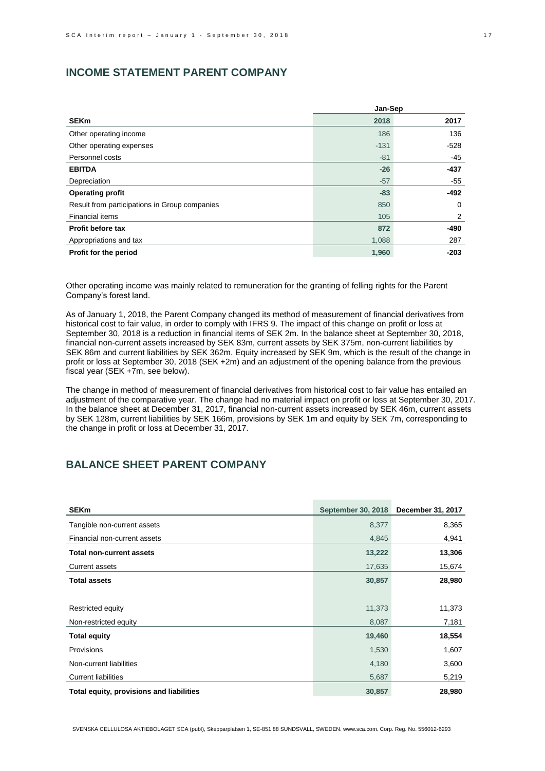## INCOME STATEMENT PARENT COMPANY

| SEKm | Jan-Sep 2018 | Jan-Sep 2017 |
|---|---|---|
| Other operating income | 186 | 136 |
| Other operating expenses | -131 | -528 |
| Personnel costs | -81 | -45 |
| **EBITDA** | **-26** | **-437** |
| Depreciation | -57 | -55 |
| **Operating profit** | **-83** | **-492** |
| Result from participations in Group companies | 850 | 0 |
| Financial items | 105 | 2 |
| **Profit before tax** | **872** | **-490** |
| Appropriations and tax | 1,088 | 287 |
| **Profit for the period** | **1,960** | **-203** |

Other operating income was mainly related to remuneration for the granting of felling rights for the Parent Company's forest land.

As of January 1, 2018, the Parent Company changed its method of measurement of financial derivatives from historical cost to fair value, in order to comply with IFRS 9. The impact of this change on profit or loss at September 30, 2018 is a reduction in financial items of SEK 2m. In the balance sheet at September 30, 2018, financial non-current assets increased by SEK 83m, current assets by SEK 375m, non-current liabilities by SEK 86m and current liabilities by SEK 362m. Equity increased by SEK 9m, which is the result of the change in profit or loss at September 30, 2018 (SEK +2m) and an adjustment of the opening balance from the previous fiscal year (SEK +7m, see below).

The change in method of measurement of financial derivatives from historical cost to fair value has entailed an adjustment of the comparative year. The change had no material impact on profit or loss at September 30, 2017. In the balance sheet at December 31, 2017, financial non-current assets increased by SEK 46m, current assets by SEK 128m, current liabilities by SEK 166m, provisions by SEK 1m and equity by SEK 7m, corresponding to the change in profit or loss at December 31, 2017.

## BALANCE SHEET PARENT COMPANY

| SEKm | September 30, 2018 | December 31, 2017 |
|---|---|---|
| Tangible non-current assets | 8,377 | 8,365 |
| Financial non-current assets | 4,845 | 4,941 |
| **Total non-current assets** | **13,222** | **13,306** |
| Current assets | 17,635 | 15,674 |
| **Total assets** | **30,857** | **28,980** |
| | | |
| Restricted equity | 11,373 | 11,373 |
| Non-restricted equity | 8,087 | 7,181 |
| **Total equity** | **19,460** | **18,554** |
| Provisions | 1,530 | 1,607 |
| Non-current liabilities | 4,180 | 3,600 |
| Current liabilities | 5,687 | 5,219 |
| **Total equity, provisions and liabilities** | **30,857** | **28,980** |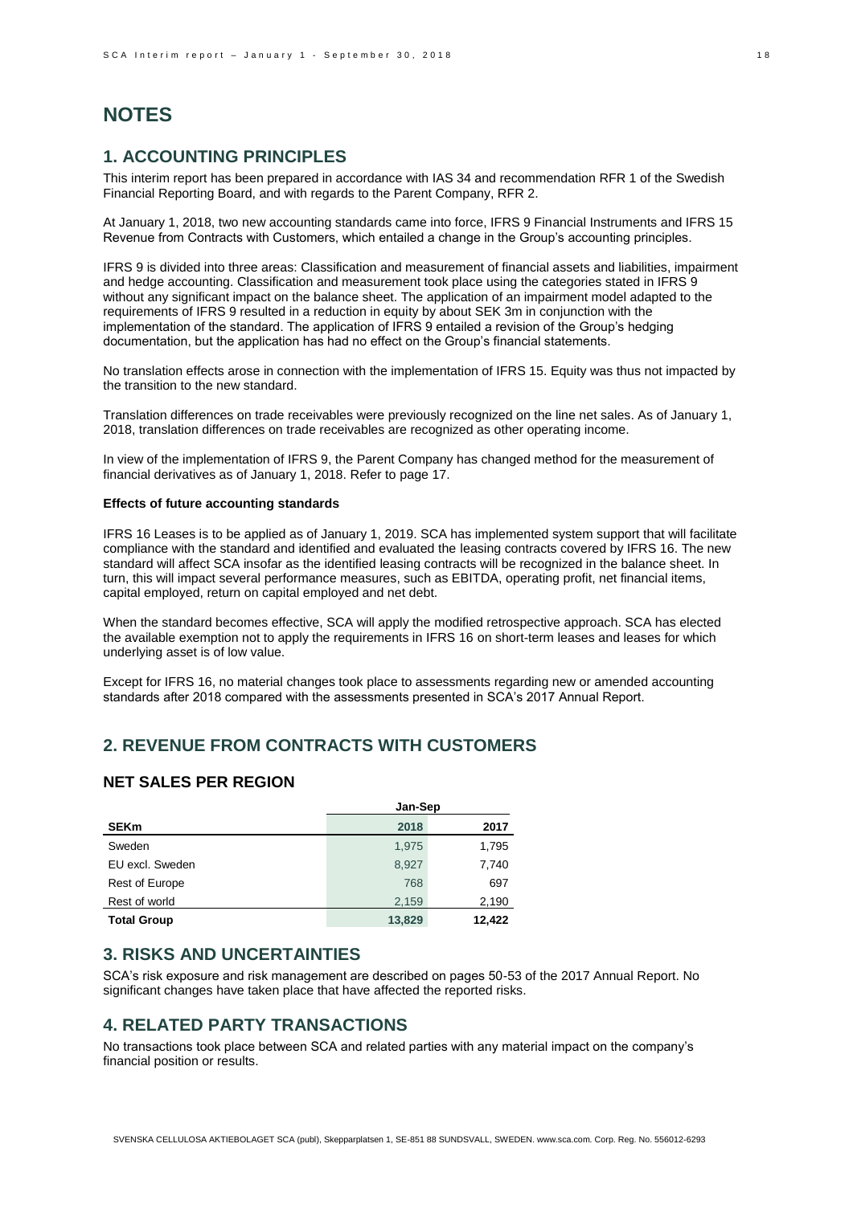# NOTES

## 1. ACCOUNTING PRINCIPLES

This interim report has been prepared in accordance with IAS 34 and recommendation RFR 1 of the Swedish Financial Reporting Board, and with regards to the Parent Company, RFR 2.

At January 1, 2018, two new accounting standards came into force, IFRS 9 Financial Instruments and IFRS 15 Revenue from Contracts with Customers, which entailed a change in the Group's accounting principles.

IFRS 9 is divided into three areas: Classification and measurement of financial assets and liabilities, impairment and hedge accounting. Classification and measurement took place using the categories stated in IFRS 9 without any significant impact on the balance sheet. The application of an impairment model adapted to the requirements of IFRS 9 resulted in a reduction in equity by about SEK 3m in conjunction with the implementation of the standard. The application of IFRS 9 entailed a revision of the Group's hedging documentation, but the application has had no effect on the Group's financial statements.

No translation effects arose in connection with the implementation of IFRS 15. Equity was thus not impacted by the transition to the new standard.

Translation differences on trade receivables were previously recognized on the line net sales. As of January 1, 2018, translation differences on trade receivables are recognized as other operating income.

In view of the implementation of IFRS 9, the Parent Company has changed method for the measurement of financial derivatives as of January 1, 2018. Refer to page 17.

**Effects of future accounting standards**

IFRS 16 Leases is to be applied as of January 1, 2019. SCA has implemented system support that will facilitate compliance with the standard and identified and evaluated the leasing contracts covered by IFRS 16. The new standard will affect SCA insofar as the identified leasing contracts will be recognized in the balance sheet. In turn, this will impact several performance measures, such as EBITDA, operating profit, net financial items, capital employed, return on capital employed and net debt.

When the standard becomes effective, SCA will apply the modified retrospective approach. SCA has elected the available exemption not to apply the requirements in IFRS 16 on short-term leases and leases for which underlying asset is of low value.

Except for IFRS 16, no material changes took place to assessments regarding new or amended accounting standards after 2018 compared with the assessments presented in SCA's 2017 Annual Report.

## 2. REVENUE FROM CONTRACTS WITH CUSTOMERS

### NET SALES PER REGION

| | Jan-Sep | |
|---|---|---|
| **SEKm** | **2018** | **2017** |
| Sweden | 1,975 | 1,795 |
| EU excl. Sweden | 8,927 | 7,740 |
| Rest of Europe | 768 | 697 |
| Rest of world | 2,159 | 2,190 |
| **Total Group** | **13,829** | **12,422** |

## 3. RISKS AND UNCERTAINTIES

SCA's risk exposure and risk management are described on pages 50-53 of the 2017 Annual Report. No significant changes have taken place that have affected the reported risks.

## 4. RELATED PARTY TRANSACTIONS

No transactions took place between SCA and related parties with any material impact on the company's financial position or results.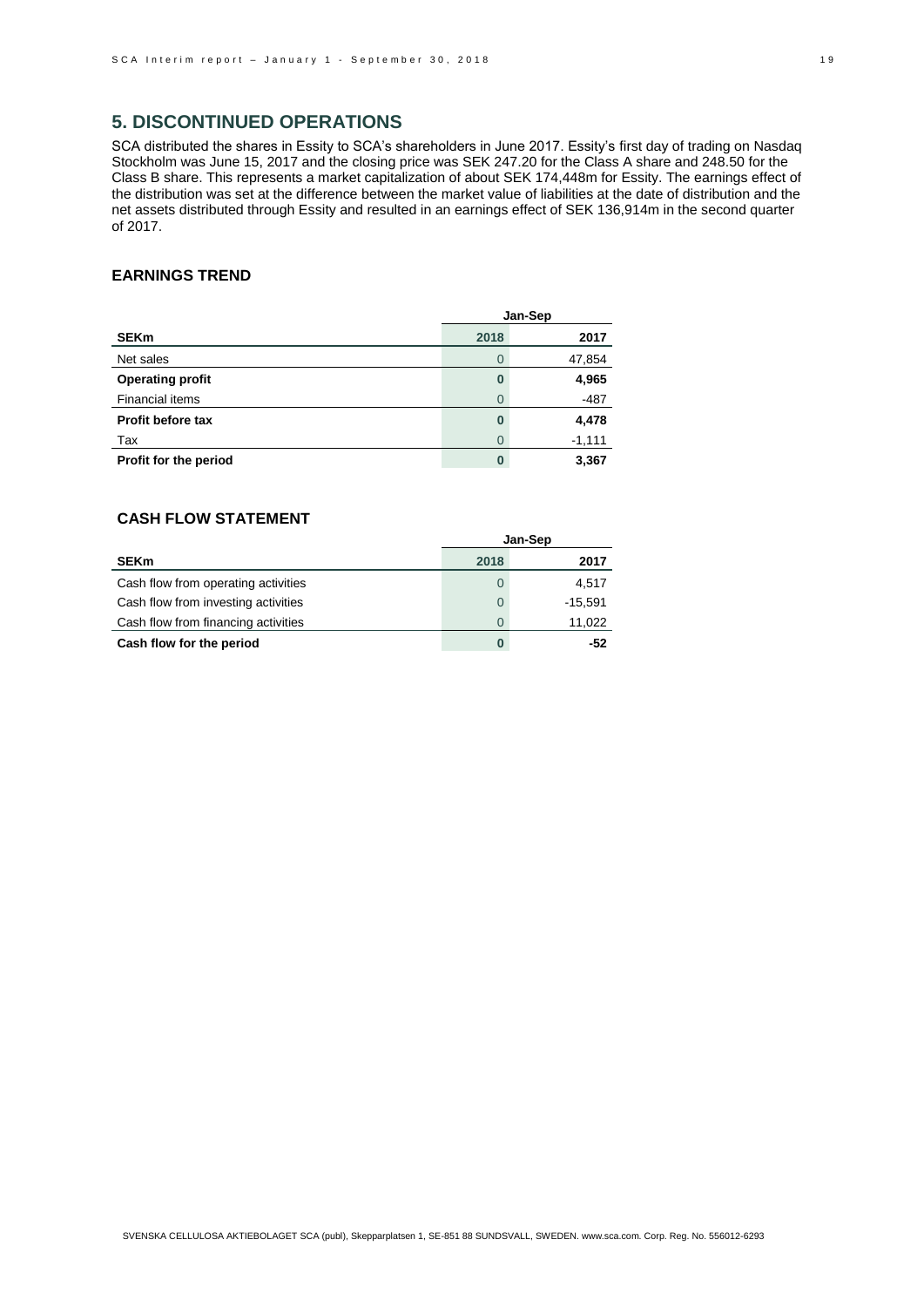## 5. DISCONTINUED OPERATIONS

SCA distributed the shares in Essity to SCA's shareholders in June 2017. Essity's first day of trading on Nasdaq Stockholm was June 15, 2017 and the closing price was SEK 247.20 for the Class A share and 248.50 for the Class B share. This represents a market capitalization of about SEK 174,448m for Essity. The earnings effect of the distribution was set at the difference between the market value of liabilities at the date of distribution and the net assets distributed through Essity and resulted in an earnings effect of SEK 136,914m in the second quarter of 2017.

### EARNINGS TREND

| | Jan-Sep | |
|---|---|---|
| **SEKm** | **2018** | **2017** |
| Net sales | 0 | 47,854 |
| **Operating profit** | **0** | **4,965** |
| Financial items | 0 | -487 |
| **Profit before tax** | **0** | **4,478** |
| Tax | 0 | -1,111 |
| **Profit for the period** | **0** | **3,367** |

### CASH FLOW STATEMENT

| | Jan-Sep | |
|---|---|---|
| **SEKm** | **2018** | **2017** |
| Cash flow from operating activities | 0 | 4,517 |
| Cash flow from investing activities | 0 | -15,591 |
| Cash flow from financing activities | 0 | 11,022 |
| **Cash flow for the period** | **0** | **-52** |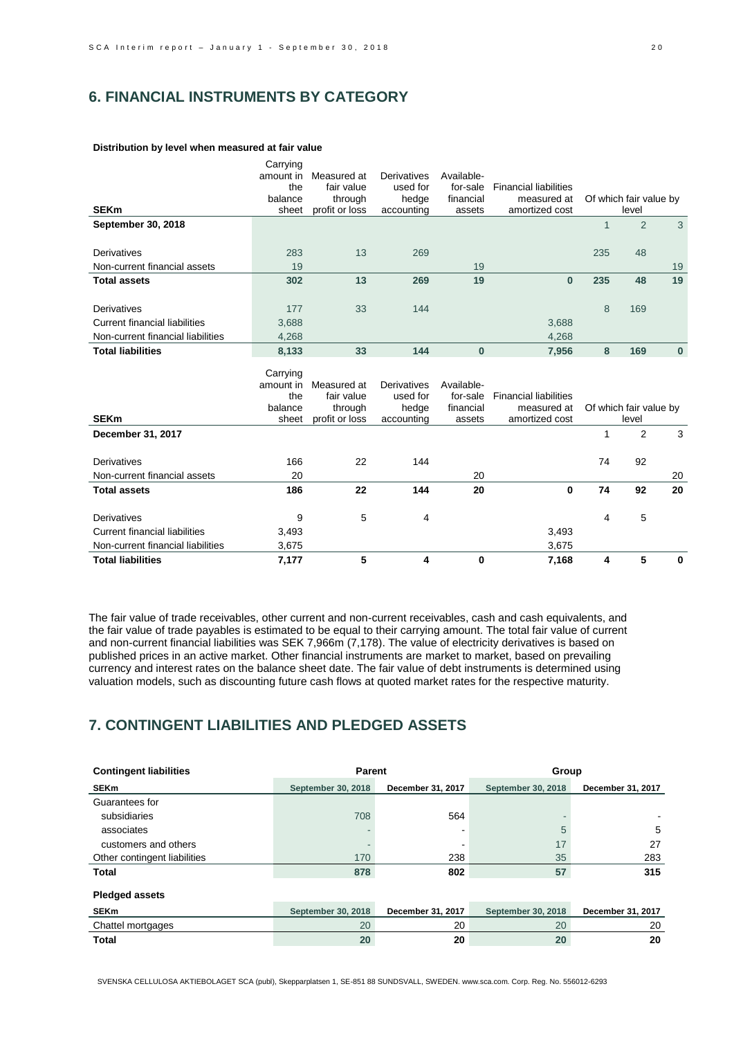## 6. FINANCIAL INSTRUMENTS BY CATEGORY

**Distribution by level when measured at fair value**

| SEKm | Carrying amount in the balance sheet | Measured at fair value through profit or loss | Derivatives used for hedge accounting | Available-for-sale financial assets | Financial liabilities measured at amortized cost | Of which fair value by level | | |
|---|---|---|---|---|---|---|---|---|
| **September 30, 2018** | | | | | | 1 | 2 | 3 |
| Derivatives | 283 | 13 | 269 | | | 235 | 48 | |
| Non-current financial assets | 19 | | | 19 | | | | 19 |
| **Total assets** | **302** | **13** | **269** | **19** | **0** | **235** | **48** | **19** |
| Derivatives | 177 | 33 | 144 | | | 8 | 169 | |
| Current financial liabilities | 3,688 | | | | 3,688 | | | |
| Non-current financial liabilities | 4,268 | | | | 4,268 | | | |
| **Total liabilities** | **8,133** | **33** | **144** | **0** | **7,956** | **8** | **169** | **0** |

| SEKm | Carrying amount in the balance sheet | Measured at fair value through profit or loss | Derivatives used for hedge accounting | Available-for-sale financial assets | Financial liabilities measured at amortized cost | Of which fair value by level | | |
|---|---|---|---|---|---|---|---|---|
| **December 31, 2017** | | | | | | 1 | 2 | 3 |
| Derivatives | 166 | 22 | 144 | | | 74 | 92 | |
| Non-current financial assets | 20 | | | 20 | | | | 20 |
| **Total assets** | **186** | **22** | **144** | **20** | **0** | **74** | **92** | **20** |
| Derivatives | 9 | 5 | 4 | | | 4 | 5 | |
| Current financial liabilities | 3,493 | | | | 3,493 | | | |
| Non-current financial liabilities | 3,675 | | | | 3,675 | | | |
| **Total liabilities** | **7,177** | **5** | **4** | **0** | **7,168** | **4** | **5** | **0** |

The fair value of trade receivables, other current and non-current receivables, cash and cash equivalents, and the fair value of trade payables is estimated to be equal to their carrying amount. The total fair value of current and non-current financial liabilities was SEK 7,966m (7,178). The value of electricity derivatives is based on published prices in an active market. Other financial instruments are market to market, based on prevailing currency and interest rates on the balance sheet date. The fair value of debt instruments is determined using valuation models, such as discounting future cash flows at quoted market rates for the respective maturity.

## 7. CONTINGENT LIABILITIES AND PLEDGED ASSETS

| Contingent liabilities | Parent | | Group | |
|---|---|---|---|---|
| **SEKm** | **September 30, 2018** | **December 31, 2017** | **September 30, 2018** | **December 31, 2017** |
| Guarantees for | | | | |
| subsidiaries | 708 | 564 | - | - |
| associates | - | - | 5 | 5 |
| customers and others | - | - | 17 | 27 |
| Other contingent liabilities | 170 | 238 | 35 | 283 |
| **Total** | **878** | **802** | **57** | **315** |

**Pledged assets**

| SEKm | September 30, 2018 | December 31, 2017 | September 30, 2018 | December 31, 2017 |
|---|---|---|---|---|
| Chattel mortgages | 20 | 20 | 20 | 20 |
| **Total** | **20** | **20** | **20** | **20** |

SVENSKA CELLULOSA AKTIEBOLAGET SCA (publ), Skepparplatsen 1, SE-851 88 SUNDSVALL, SWEDEN. www.sca.com. Corp. Reg. No. 556012-6293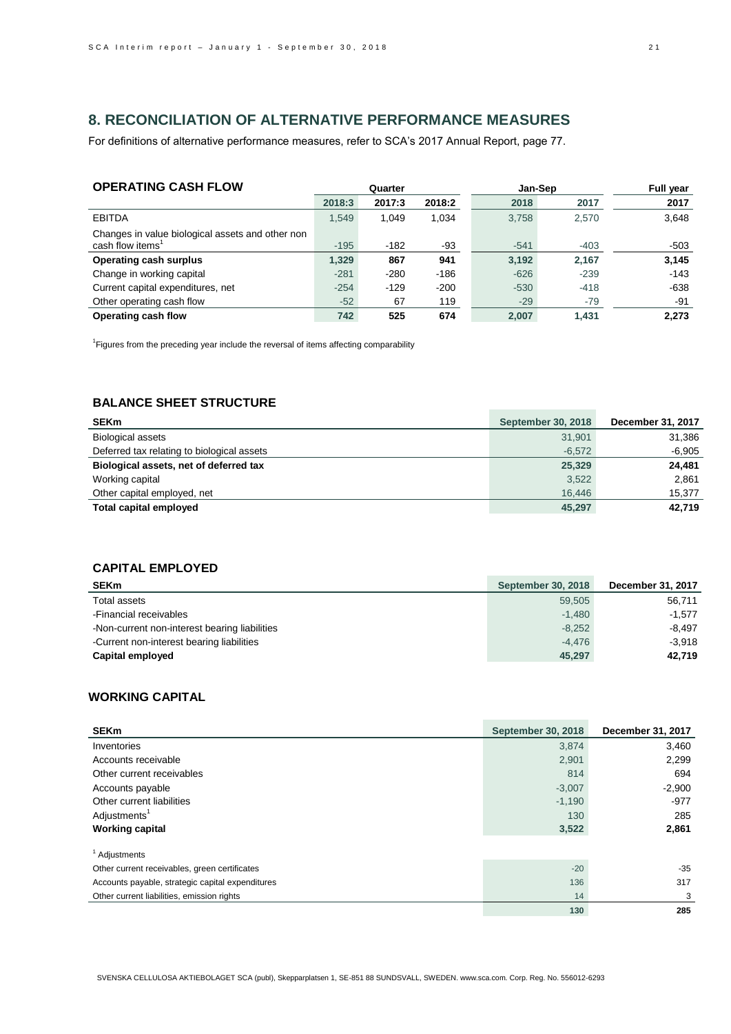## 8. RECONCILIATION OF ALTERNATIVE PERFORMANCE MEASURES

For definitions of alternative performance measures, refer to SCA's 2017 Annual Report, page 77.

### OPERATING CASH FLOW

| | Quarter | | | Jan-Sep | | Full year |
|---|---|---|---|---|---|---|
| | 2018:3 | 2017:3 | 2018:2 | 2018 | 2017 | 2017 |
| EBITDA | 1,549 | 1,049 | 1,034 | 3,758 | 2,570 | 3,648 |
| Changes in value biological assets and other non cash flow items[1] | -195 | -182 | -93 | -541 | -403 | -503 |
| **Operating cash surplus** | **1,329** | **867** | **941** | **3,192** | **2,167** | **3,145** |
| Change in working capital | -281 | -280 | -186 | -626 | -239 | -143 |
| Current capital expenditures, net | -254 | -129 | -200 | -530 | -418 | -638 |
| Other operating cash flow | -52 | 67 | 119 | -29 | -79 | -91 |
| **Operating cash flow** | **742** | **525** | **674** | **2,007** | **1,431** | **2,273** |

[1]Figures from the preceding year include the reversal of items affecting comparability

### BALANCE SHEET STRUCTURE

| SEKm | September 30, 2018 | December 31, 2017 |
|---|---|---|
| Biological assets | 31,901 | 31,386 |
| Deferred tax relating to biological assets | -6,572 | -6,905 |
| **Biological assets, net of deferred tax** | **25,329** | **24,481** |
| Working capital | 3,522 | 2,861 |
| Other capital employed, net | 16,446 | 15,377 |
| **Total capital employed** | **45,297** | **42,719** |

### CAPITAL EMPLOYED

| SEKm | September 30, 2018 | December 31, 2017 |
|---|---|---|
| Total assets | 59,505 | 56,711 |
| -Financial receivables | -1,480 | -1,577 |
| -Non-current non-interest bearing liabilities | -8,252 | -8,497 |
| -Current non-interest bearing liabilities | -4,476 | -3,918 |
| **Capital employed** | **45,297** | **42,719** |

### WORKING CAPITAL

| SEKm | September 30, 2018 | December 31, 2017 |
|---|---|---|
| Inventories | 3,874 | 3,460 |
| Accounts receivable | 2,901 | 2,299 |
| Other current receivables | 814 | 694 |
| Accounts payable | -3,007 | -2,900 |
| Other current liabilities | -1,190 | -977 |
| Adjustments[1] | 130 | 285 |
| **Working capital** | **3,522** | **2,861** |
| [1] Adjustments | | |
| Other current receivables, green certificates | -20 | -35 |
| Accounts payable, strategic capital expenditures | 136 | 317 |
| Other current liabilities, emission rights | 14 | 3 |
| | **130** | **285** |

SVENSKA CELLULOSA AKTIEBOLAGET SCA (publ), Skepparplatsen 1, SE-851 88 SUNDSVALL, SWEDEN. www.sca.com. Corp. Reg. No. 556012-6293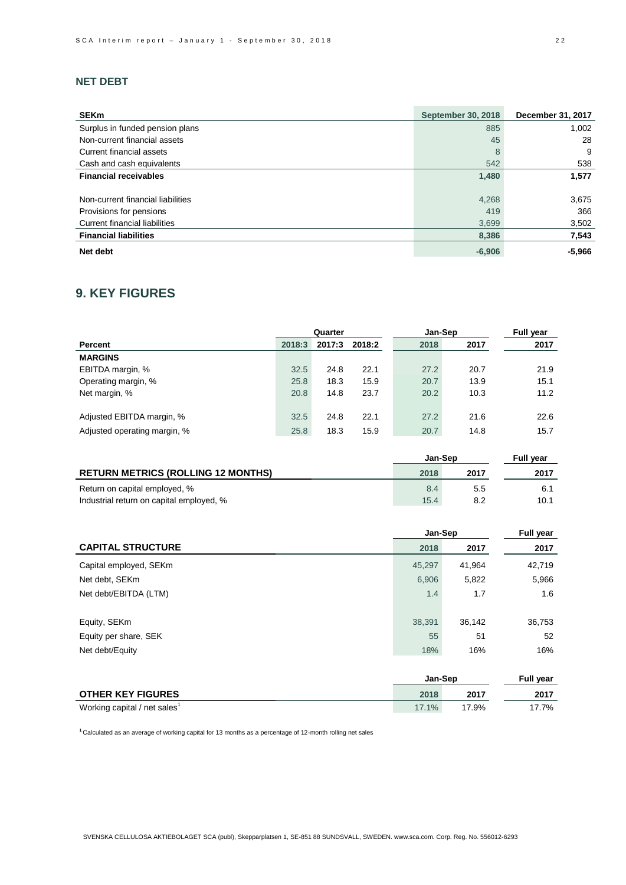## NET DEBT

| SEKm | September 30, 2018 | December 31, 2017 |
|---|---|---|
| Surplus in funded pension plans | 885 | 1,002 |
| Non-current financial assets | 45 | 28 |
| Current financial assets | 8 | 9 |
| Cash and cash equivalents | 542 | 538 |
| **Financial receivables** | **1,480** | **1,577** |
| | | |
| Non-current financial liabilities | 4,268 | 3,675 |
| Provisions for pensions | 419 | 366 |
| Current financial liabilities | 3,699 | 3,502 |
| **Financial liabilities** | **8,386** | **7,543** |
| **Net debt** | **-6,906** | **-5,966** |

## 9. KEY FIGURES

| | Quarter | | | Jan-Sep | | Full year |
|---|---|---|---|---|---|---|
| **Percent** | **2018:3** | **2017:3** | **2018:2** | **2018** | **2017** | **2017** |
| **MARGINS** | | | | | | |
| EBITDA margin, % | 32.5 | 24.8 | 22.1 | 27.2 | 20.7 | 21.9 |
| Operating margin, % | 25.8 | 18.3 | 15.9 | 20.7 | 13.9 | 15.1 |
| Net margin, % | 20.8 | 14.8 | 23.7 | 20.2 | 10.3 | 11.2 |
| | | | | | | |
| Adjusted EBITDA margin, % | 32.5 | 24.8 | 22.1 | 27.2 | 21.6 | 22.6 |
| Adjusted operating margin, % | 25.8 | 18.3 | 15.9 | 20.7 | 14.8 | 15.7 |

| | Jan-Sep | | Full year |
|---|---|---|---|
| **RETURN METRICS (ROLLING 12 MONTHS)** | **2018** | **2017** | **2017** |
| Return on capital employed, % | 8.4 | 5.5 | 6.1 |
| Industrial return on capital employed, % | 15.4 | 8.2 | 10.1 |

| | Jan-Sep | | Full year |
|---|---|---|---|
| **CAPITAL STRUCTURE** | **2018** | **2017** | **2017** |
| Capital employed, SEKm | 45,297 | 41,964 | 42,719 |
| Net debt, SEKm | 6,906 | 5,822 | 5,966 |
| Net debt/EBITDA (LTM) | 1.4 | 1.7 | 1.6 |
| | | | |
| Equity, SEKm | 38,391 | 36,142 | 36,753 |
| Equity per share, SEK | 55 | 51 | 52 |
| Net debt/Equity | 18% | 16% | 16% |

| | Jan-Sep | | Full year |
|---|---|---|---|
| **OTHER KEY FIGURES** | **2018** | **2017** | **2017** |
| Working capital / net sales[1] | 17.1% | 17.9% | 17.7% |

[1] Calculated as an average of working capital for 13 months as a percentage of 12-month rolling net sales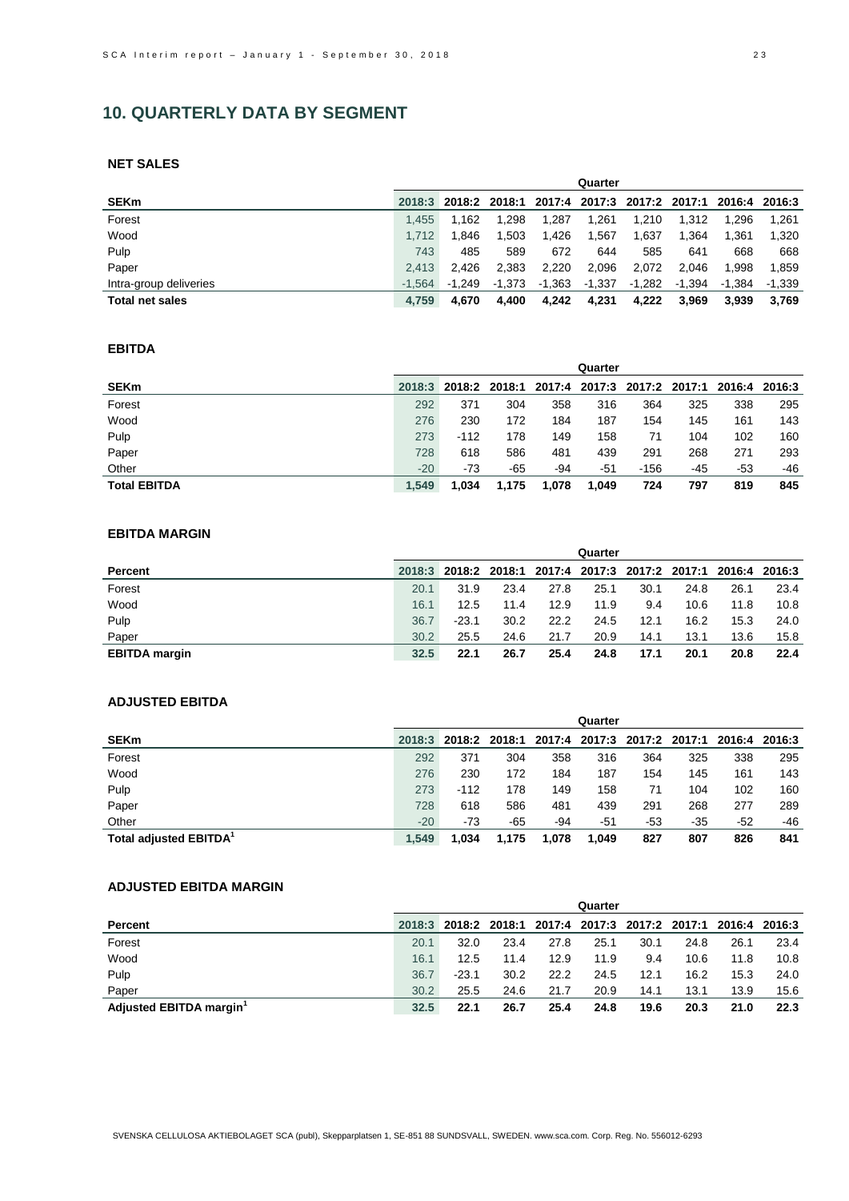## 10. QUARTERLY DATA BY SEGMENT

### NET SALES

| | Quarter | | | | | | | | |
|---|---|---|---|---|---|---|---|---|---|
| **SEKm** | **2018:3** | **2018:2** | **2018:1** | **2017:4** | **2017:3** | **2017:2** | **2017:1** | **2016:4** | **2016:3** |
| Forest | 1,455 | 1,162 | 1,298 | 1,287 | 1,261 | 1,210 | 1,312 | 1,296 | 1,261 |
| Wood | 1,712 | 1,846 | 1,503 | 1,426 | 1,567 | 1,637 | 1,364 | 1,361 | 1,320 |
| Pulp | 743 | 485 | 589 | 672 | 644 | 585 | 641 | 668 | 668 |
| Paper | 2,413 | 2,426 | 2,383 | 2,220 | 2,096 | 2,072 | 2,046 | 1,998 | 1,859 |
| Intra-group deliveries | -1,564 | -1,249 | -1,373 | -1,363 | -1,337 | -1,282 | -1,394 | -1,384 | -1,339 |
| **Total net sales** | **4,759** | **4,670** | **4,400** | **4,242** | **4,231** | **4,222** | **3,969** | **3,939** | **3,769** |

### EBITDA

| | Quarter | | | | | | | | |
|---|---|---|---|---|---|---|---|---|---|
| **SEKm** | **2018:3** | **2018:2** | **2018:1** | **2017:4** | **2017:3** | **2017:2** | **2017:1** | **2016:4** | **2016:3** |
| Forest | 292 | 371 | 304 | 358 | 316 | 364 | 325 | 338 | 295 |
| Wood | 276 | 230 | 172 | 184 | 187 | 154 | 145 | 161 | 143 |
| Pulp | 273 | -112 | 178 | 149 | 158 | 71 | 104 | 102 | 160 |
| Paper | 728 | 618 | 586 | 481 | 439 | 291 | 268 | 271 | 293 |
| Other | -20 | -73 | -65 | -94 | -51 | -156 | -45 | -53 | -46 |
| **Total EBITDA** | **1,549** | **1,034** | **1,175** | **1,078** | **1,049** | **724** | **797** | **819** | **845** |

### EBITDA MARGIN

| | Quarter | | | | | | | | |
|---|---|---|---|---|---|---|---|---|---|
| **Percent** | **2018:3** | **2018:2** | **2018:1** | **2017:4** | **2017:3** | **2017:2** | **2017:1** | **2016:4** | **2016:3** |
| Forest | 20.1 | 31.9 | 23.4 | 27.8 | 25.1 | 30.1 | 24.8 | 26.1 | 23.4 |
| Wood | 16.1 | 12.5 | 11.4 | 12.9 | 11.9 | 9.4 | 10.6 | 11.8 | 10.8 |
| Pulp | 36.7 | -23.1 | 30.2 | 22.2 | 24.5 | 12.1 | 16.2 | 15.3 | 24.0 |
| Paper | 30.2 | 25.5 | 24.6 | 21.7 | 20.9 | 14.1 | 13.1 | 13.6 | 15.8 |
| **EBITDA margin** | **32.5** | **22.1** | **26.7** | **25.4** | **24.8** | **17.1** | **20.1** | **20.8** | **22.4** |

### ADJUSTED EBITDA

| | Quarter | | | | | | | | |
|---|---|---|---|---|---|---|---|---|---|
| **SEKm** | **2018:3** | **2018:2** | **2018:1** | **2017:4** | **2017:3** | **2017:2** | **2017:1** | **2016:4** | **2016:3** |
| Forest | 292 | 371 | 304 | 358 | 316 | 364 | 325 | 338 | 295 |
| Wood | 276 | 230 | 172 | 184 | 187 | 154 | 145 | 161 | 143 |
| Pulp | 273 | -112 | 178 | 149 | 158 | 71 | 104 | 102 | 160 |
| Paper | 728 | 618 | 586 | 481 | 439 | 291 | 268 | 277 | 289 |
| Other | -20 | -73 | -65 | -94 | -51 | -53 | -35 | -52 | -46 |
| **Total adjusted EBITDA[1]** | **1,549** | **1,034** | **1,175** | **1,078** | **1,049** | **827** | **807** | **826** | **841** |

### ADJUSTED EBITDA MARGIN

| | Quarter | | | | | | | | |
|---|---|---|---|---|---|---|---|---|---|
| **Percent** | **2018:3** | **2018:2** | **2018:1** | **2017:4** | **2017:3** | **2017:2** | **2017:1** | **2016:4** | **2016:3** |
| Forest | 20.1 | 32.0 | 23.4 | 27.8 | 25.1 | 30.1 | 24.8 | 26.1 | 23.4 |
| Wood | 16.1 | 12.5 | 11.4 | 12.9 | 11.9 | 9.4 | 10.6 | 11.8 | 10.8 |
| Pulp | 36.7 | -23.1 | 30.2 | 22.2 | 24.5 | 12.1 | 16.2 | 15.3 | 24.0 |
| Paper | 30.2 | 25.5 | 24.6 | 21.7 | 20.9 | 14.1 | 13.1 | 13.9 | 15.6 |
| **Adjusted EBITDA margin[1]** | **32.5** | **22.1** | **26.7** | **25.4** | **24.8** | **19.6** | **20.3** | **21.0** | **22.3** |

SVENSKA CELLULOSA AKTIEBOLAGET SCA (publ), Skepparplatsen 1, SE-851 88 SUNDSVALL, SWEDEN. www.sca.com. Corp. Reg. No. 556012-6293